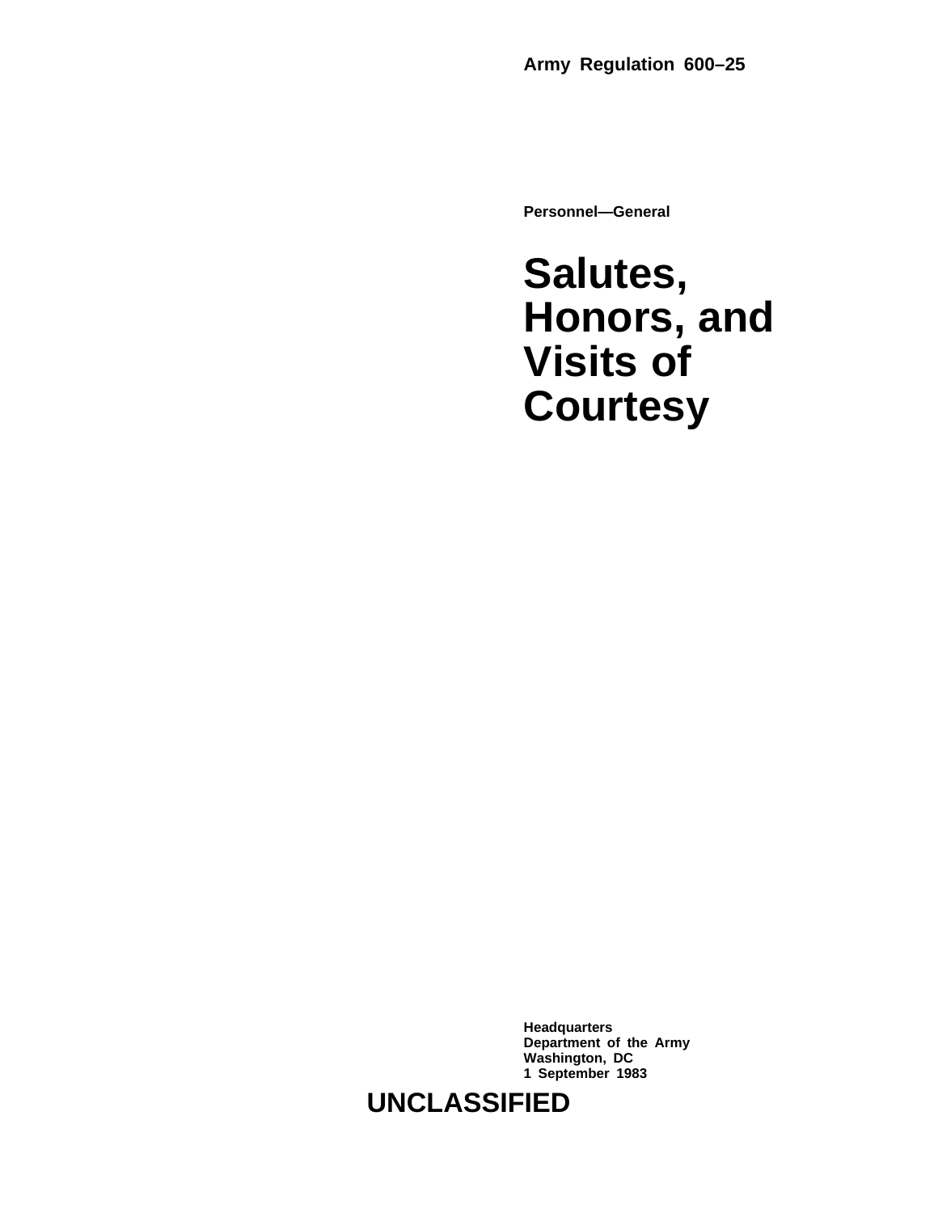**Army Regulation 600–25**

**Personnel—General**

# Salutes, Honors, and Visits of Courtesy

**Headquarters**
**Department of the Army**
**Washington, DC**
**1 September 1983**

**UNCLASSIFIED**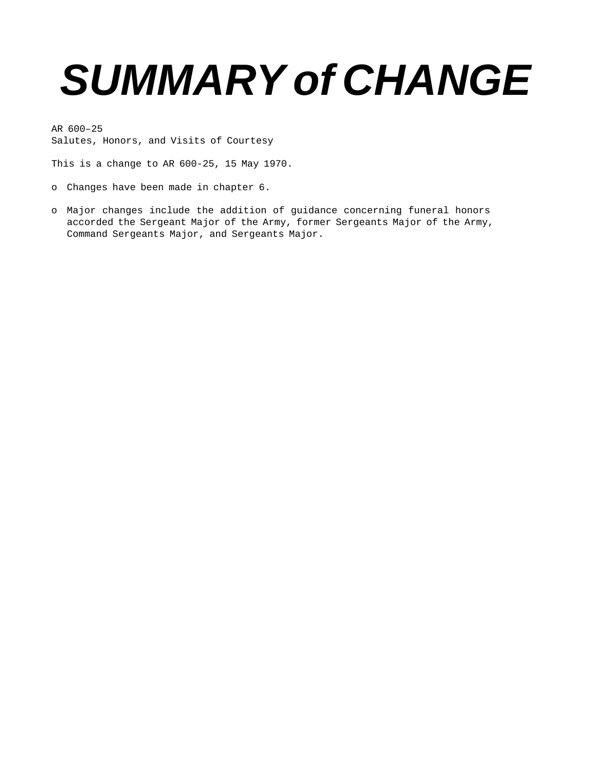# *SUMMARY of CHANGE*

AR 600–25
Salutes, Honors, and Visits of Courtesy

This is a change to AR 600-25, 15 May 1970.

- o Changes have been made in chapter 6.
- o Major changes include the addition of guidance concerning funeral honors accorded the Sergeant Major of the Army, former Sergeants Major of the Army, Command Sergeants Major, and Sergeants Major.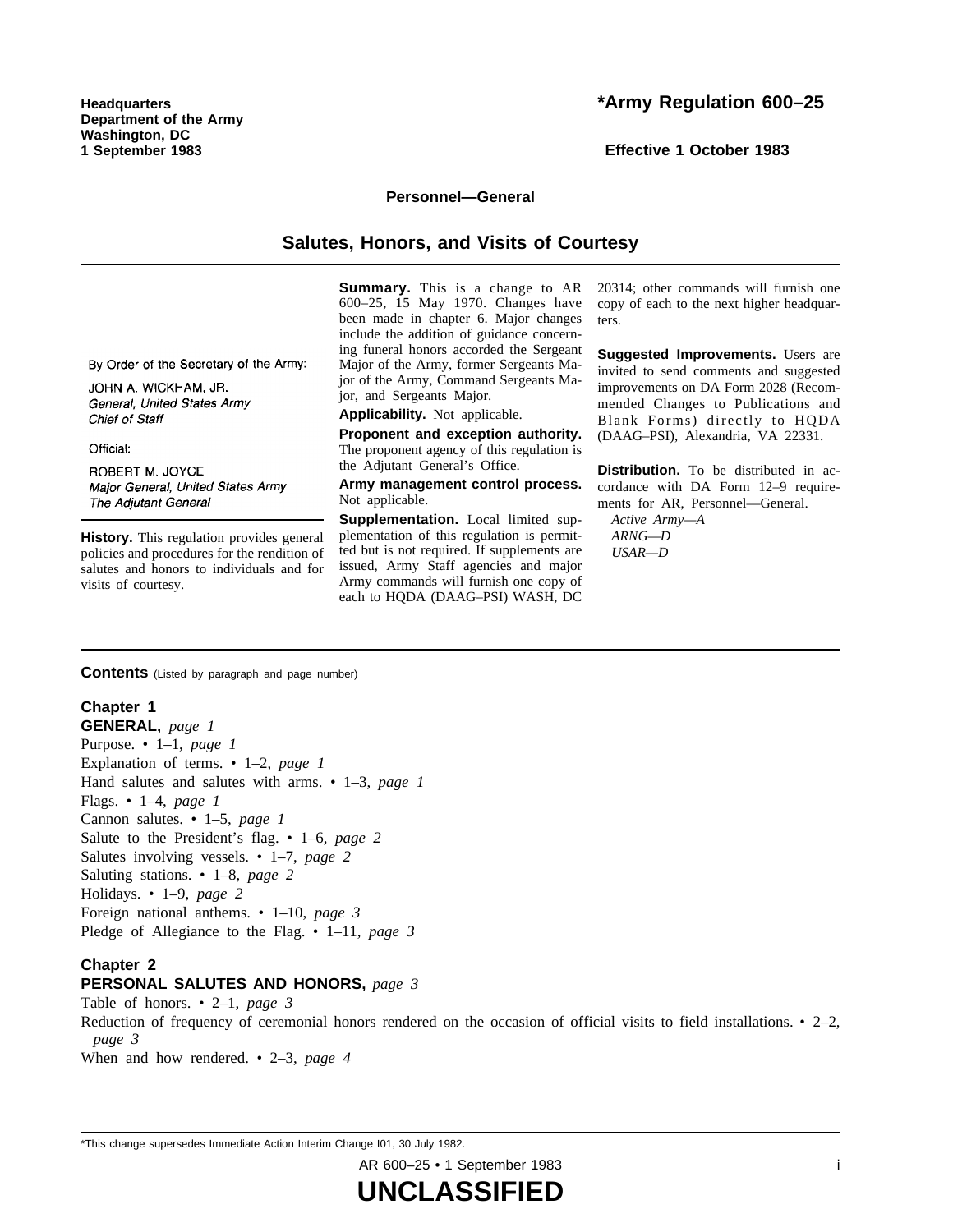**Headquarters**
**Department of the Army**
**Washington, DC**
**1 September 1983**

# *Army Regulation 600–25

**Effective 1 October 1983**

**Personnel—General**

## Salutes, Honors, and Visits of Courtesy

By Order of the Secretary of the Army:

JOHN A. WICKHAM, JR.
*General, United States Army*
*Chief of Staff*

Official:

ROBERT M. JOYCE
*Major General, United States Army*
*The Adjutant General*

**History.** This regulation provides general policies and procedures for the rendition of salutes and honors to individuals and for visits of courtesy.

**Summary.** This is a change to AR 600–25, 15 May 1970. Changes have been made in chapter 6. Major changes include the addition of guidance concerning funeral honors accorded the Sergeant Major of the Army, former Sergeants Major of the Army, Command Sergeants Major, and Sergeants Major.

**Applicability.** Not applicable.

**Proponent and exception authority.** The proponent agency of this regulation is the Adjutant General's Office.

**Army management control process.** Not applicable.

**Supplementation.** Local limited supplementation of this regulation is permitted but is not required. If supplements are issued, Army Staff agencies and major Army commands will furnish one copy of each to HQDA (DAAG–PSI) WASH, DC 20314; other commands will furnish one copy of each to the next higher headquarters.

**Suggested Improvements.** Users are invited to send comments and suggested improvements on DA Form 2028 (Recommended Changes to Publications and Blank Forms) directly to HQDA (DAAG–PSI), Alexandria, VA 22331.

**Distribution.** To be distributed in accordance with DA Form 12–9 requirements for AR, Personnel—General.
*Active Army—A*
*ARNG—D*
*USAR—D*

**Contents** (Listed by paragraph and page number)

**Chapter 1**
**GENERAL,** *page 1*
Purpose. • 1–1, *page 1*
Explanation of terms. • 1–2, *page 1*
Hand salutes and salutes with arms. • 1–3, *page 1*
Flags. • 1–4, *page 1*
Cannon salutes. • 1–5, *page 1*
Salute to the President's flag. • 1–6, *page 2*
Salutes involving vessels. • 1–7, *page 2*
Saluting stations. • 1–8, *page 2*
Holidays. • 1–9, *page 2*
Foreign national anthems. • 1–10, *page 3*
Pledge of Allegiance to the Flag. • 1–11, *page 3*

**Chapter 2**
**PERSONAL SALUTES AND HONORS,** *page 3*
Table of honors. • 2–1, *page 3*
Reduction of frequency of ceremonial honors rendered on the occasion of official visits to field installations. • 2–2, *page 3*
When and how rendered. • 2–3, *page 4*

*This change supersedes Immediate Action Interim Change I01, 30 July 1982.

**UNCLASSIFIED**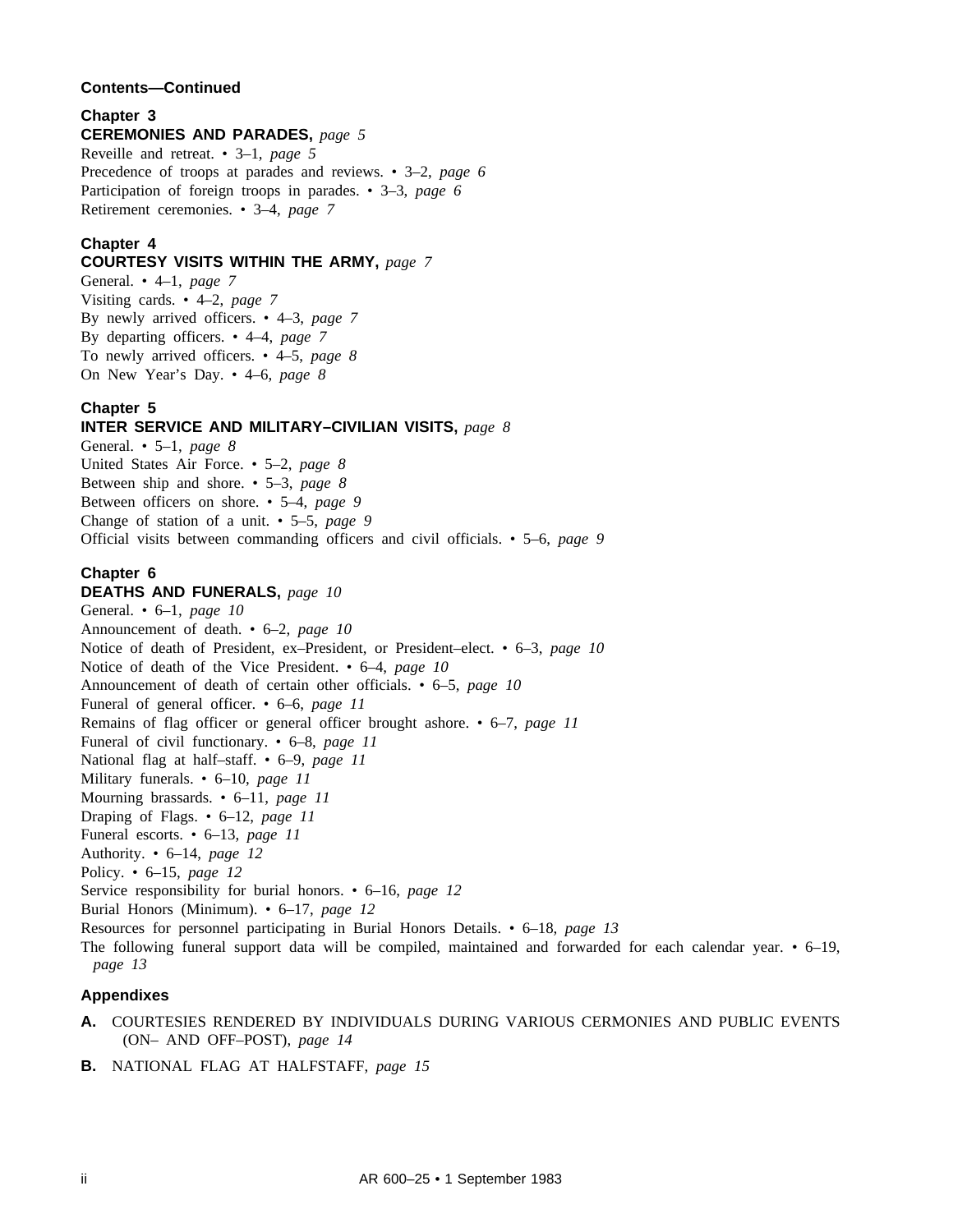**Contents—Continued**

**Chapter 3**
**CEREMONIES AND PARADES,** *page 5*
Reveille and retreat. • 3–1, *page 5*
Precedence of troops at parades and reviews. • 3–2, *page 6*
Participation of foreign troops in parades. • 3–3, *page 6*
Retirement ceremonies. • 3–4, *page 7*

**Chapter 4**
**COURTESY VISITS WITHIN THE ARMY,** *page 7*
General. • 4–1, *page 7*
Visiting cards. • 4–2, *page 7*
By newly arrived officers. • 4–3, *page 7*
By departing officers. • 4–4, *page 7*
To newly arrived officers. • 4–5, *page 8*
On New Year's Day. • 4–6, *page 8*

**Chapter 5**
**INTER SERVICE AND MILITARY–CIVILIAN VISITS,** *page 8*
General. • 5–1, *page 8*
United States Air Force. • 5–2, *page 8*
Between ship and shore. • 5–3, *page 8*
Between officers on shore. • 5–4, *page 9*
Change of station of a unit. • 5–5, *page 9*
Official visits between commanding officers and civil officials. • 5–6, *page 9*

**Chapter 6**
**DEATHS AND FUNERALS,** *page 10*
General. • 6–1, *page 10*
Announcement of death. • 6–2, *page 10*
Notice of death of President, ex–President, or President–elect. • 6–3, *page 10*
Notice of death of the Vice President. • 6–4, *page 10*
Announcement of death of certain other officials. • 6–5, *page 10*
Funeral of general officer. • 6–6, *page 11*
Remains of flag officer or general officer brought ashore. • 6–7, *page 11*
Funeral of civil functionary. • 6–8, *page 11*
National flag at half–staff. • 6–9, *page 11*
Military funerals. • 6–10, *page 11*
Mourning brassards. • 6–11, *page 11*
Draping of Flags. • 6–12, *page 11*
Funeral escorts. • 6–13, *page 11*
Authority. • 6–14, *page 12*
Policy. • 6–15, *page 12*
Service responsibility for burial honors. • 6–16, *page 12*
Burial Honors (Minimum). • 6–17, *page 12*
Resources for personnel participating in Burial Honors Details. • 6–18, *page 13*
The following funeral support data will be compiled, maintained and forwarded for each calendar year. • 6–19, *page 13*

**Appendixes**

**A.** COURTESIES RENDERED BY INDIVIDUALS DURING VARIOUS CERMONIES AND PUBLIC EVENTS (ON– AND OFF–POST), *page 14*

**B.** NATIONAL FLAG AT HALFSTAFF, *page 15*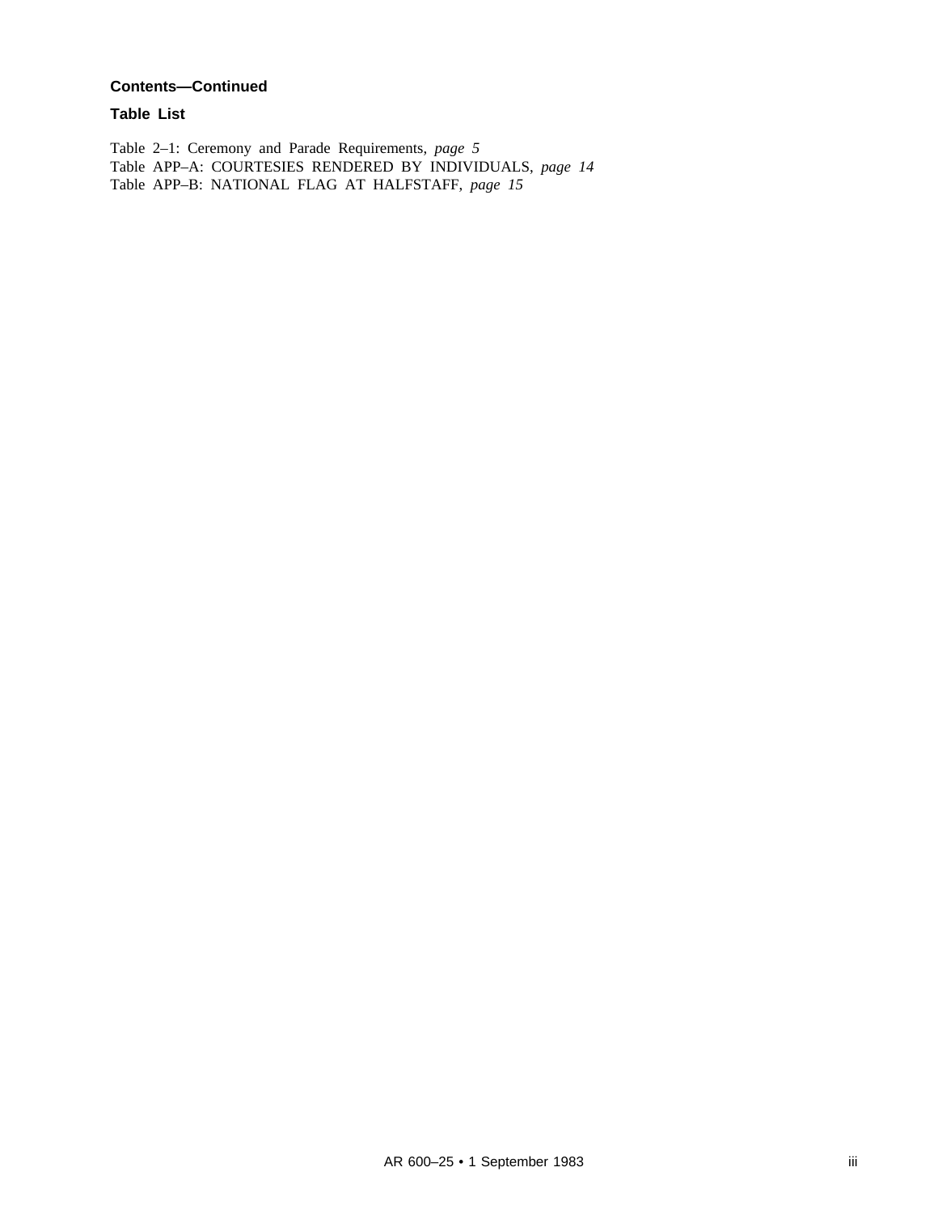**Contents—Continued**

**Table List**

Table 2–1: Ceremony and Parade Requirements, *page 5*
Table APP–A: COURTESIES RENDERED BY INDIVIDUALS, *page 14*
Table APP–B: NATIONAL FLAG AT HALFSTAFF, *page 15*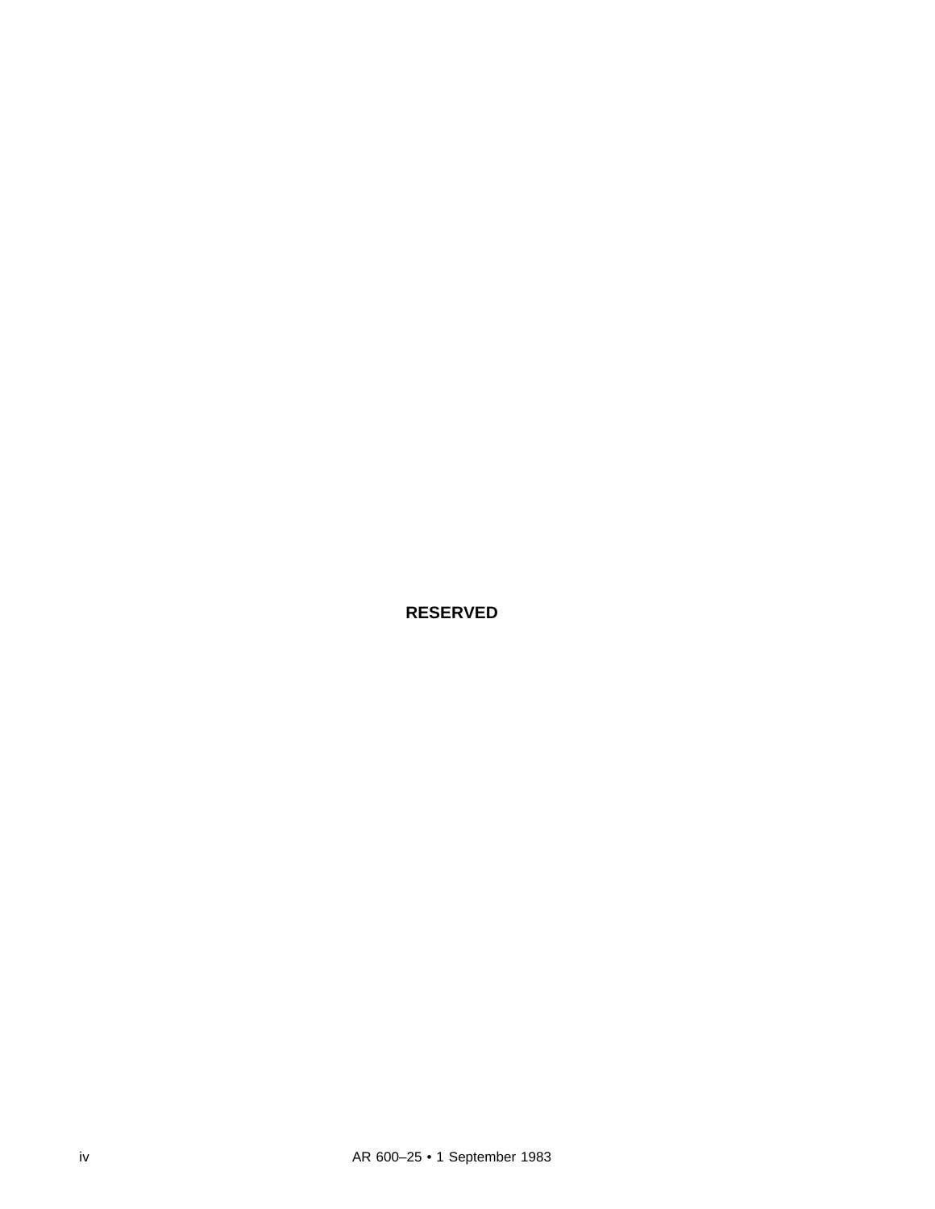**RESERVED**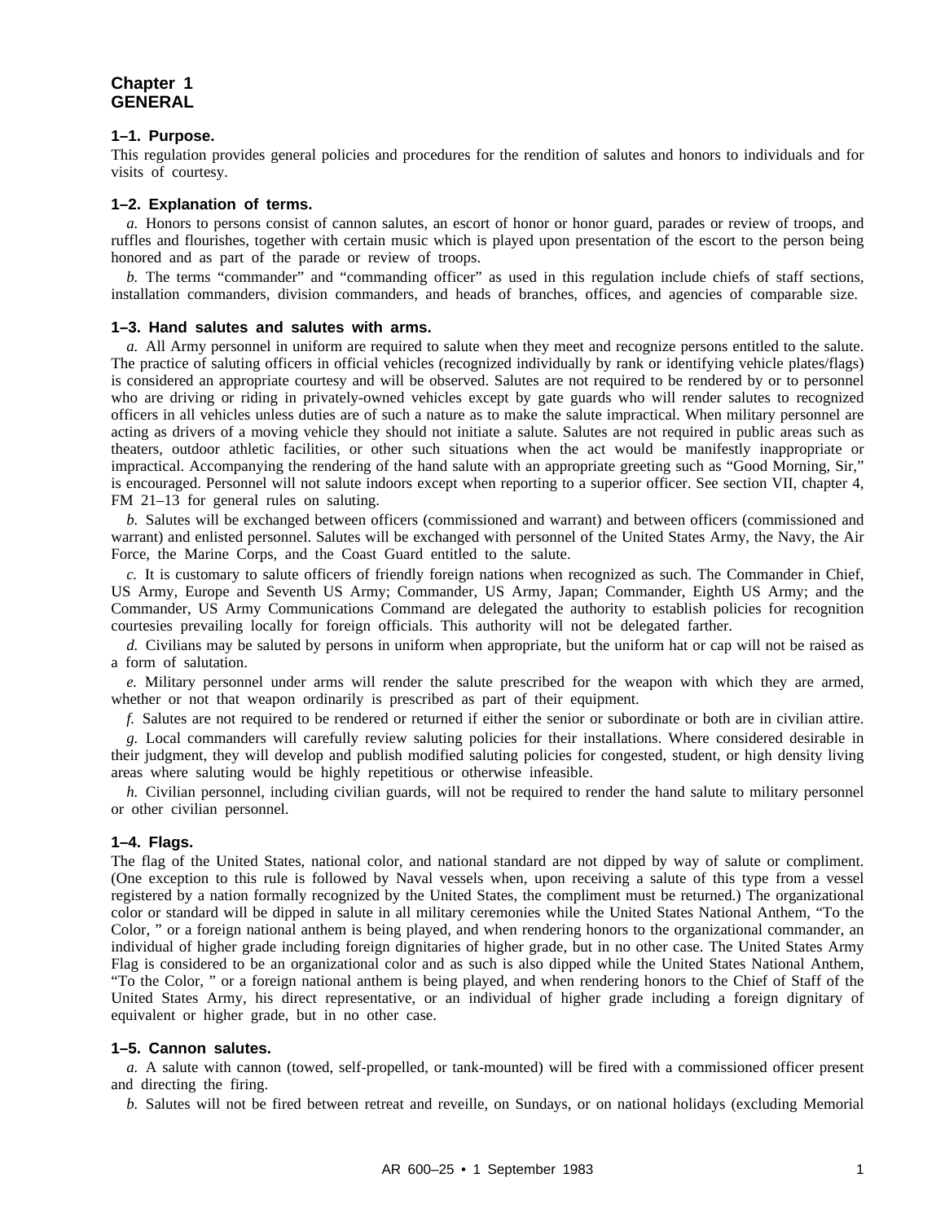# Chapter 1
# GENERAL

### 1–1. Purpose.

This regulation provides general policies and procedures for the rendition of salutes and honors to individuals and for visits of courtesy.

### 1–2. Explanation of terms.

*a.* Honors to persons consist of cannon salutes, an escort of honor or honor guard, parades or review of troops, and ruffles and flourishes, together with certain music which is played upon presentation of the escort to the person being honored and as part of the parade or review of troops.

*b.* The terms "commander" and "commanding officer" as used in this regulation include chiefs of staff sections, installation commanders, division commanders, and heads of branches, offices, and agencies of comparable size.

### 1–3. Hand salutes and salutes with arms.

*a.* All Army personnel in uniform are required to salute when they meet and recognize persons entitled to the salute. The practice of saluting officers in official vehicles (recognized individually by rank or identifying vehicle plates/flags) is considered an appropriate courtesy and will be observed. Salutes are not required to be rendered by or to personnel who are driving or riding in privately-owned vehicles except by gate guards who will render salutes to recognized officers in all vehicles unless duties are of such a nature as to make the salute impractical. When military personnel are acting as drivers of a moving vehicle they should not initiate a salute. Salutes are not required in public areas such as theaters, outdoor athletic facilities, or other such situations when the act would be manifestly inappropriate or impractical. Accompanying the rendering of the hand salute with an appropriate greeting such as "Good Morning, Sir," is encouraged. Personnel will not salute indoors except when reporting to a superior officer. See section VII, chapter 4, FM 21–13 for general rules on saluting.

*b.* Salutes will be exchanged between officers (commissioned and warrant) and between officers (commissioned and warrant) and enlisted personnel. Salutes will be exchanged with personnel of the United States Army, the Navy, the Air Force, the Marine Corps, and the Coast Guard entitled to the salute.

*c.* It is customary to salute officers of friendly foreign nations when recognized as such. The Commander in Chief, US Army, Europe and Seventh US Army; Commander, US Army, Japan; Commander, Eighth US Army; and the Commander, US Army Communications Command are delegated the authority to establish policies for recognition courtesies prevailing locally for foreign officials. This authority will not be delegated farther.

*d.* Civilians may be saluted by persons in uniform when appropriate, but the uniform hat or cap will not be raised as a form of salutation.

*e.* Military personnel under arms will render the salute prescribed for the weapon with which they are armed, whether or not that weapon ordinarily is prescribed as part of their equipment.

*f.* Salutes are not required to be rendered or returned if either the senior or subordinate or both are in civilian attire.

*g.* Local commanders will carefully review saluting policies for their installations. Where considered desirable in their judgment, they will develop and publish modified saluting policies for congested, student, or high density living areas where saluting would be highly repetitious or otherwise infeasible.

*h.* Civilian personnel, including civilian guards, will not be required to render the hand salute to military personnel or other civilian personnel.

### 1–4. Flags.

The flag of the United States, national color, and national standard are not dipped by way of salute or compliment. (One exception to this rule is followed by Naval vessels when, upon receiving a salute of this type from a vessel registered by a nation formally recognized by the United States, the compliment must be returned.) The organizational color or standard will be dipped in salute in all military ceremonies while the United States National Anthem, "To the Color, " or a foreign national anthem is being played, and when rendering honors to the organizational commander, an individual of higher grade including foreign dignitaries of higher grade, but in no other case. The United States Army Flag is considered to be an organizational color and as such is also dipped while the United States National Anthem, "To the Color, " or a foreign national anthem is being played, and when rendering honors to the Chief of Staff of the United States Army, his direct representative, or an individual of higher grade including a foreign dignitary of equivalent or higher grade, but in no other case.

### 1–5. Cannon salutes.

*a.* A salute with cannon (towed, self-propelled, or tank-mounted) will be fired with a commissioned officer present and directing the firing.

*b.* Salutes will not be fired between retreat and reveille, on Sundays, or on national holidays (excluding Memorial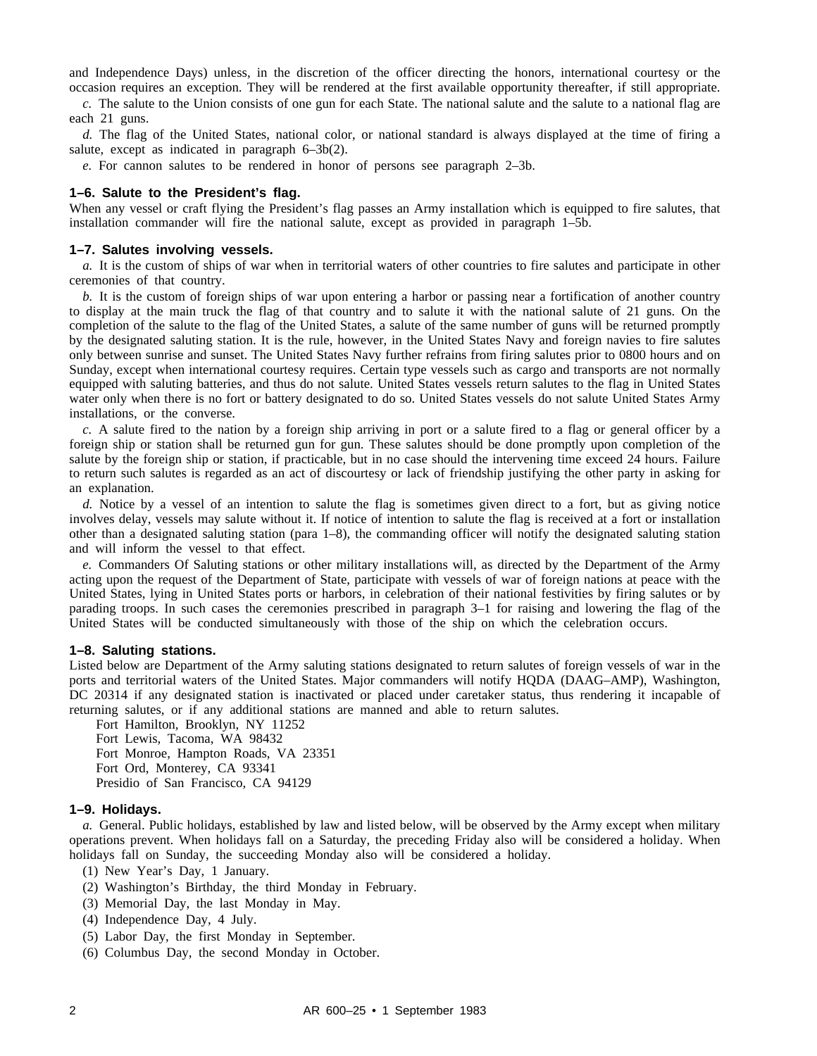and Independence Days) unless, in the discretion of the officer directing the honors, international courtesy or the occasion requires an exception. They will be rendered at the first available opportunity thereafter, if still appropriate.

*c.* The salute to the Union consists of one gun for each State. The national salute and the salute to a national flag are each 21 guns.

*d.* The flag of the United States, national color, or national standard is always displayed at the time of firing a salute, except as indicated in paragraph 6–3b(2).

*e.* For cannon salutes to be rendered in honor of persons see paragraph 2–3b.

### 1–6. Salute to the President's flag.

When any vessel or craft flying the President's flag passes an Army installation which is equipped to fire salutes, that installation commander will fire the national salute, except as provided in paragraph 1–5b.

### 1–7. Salutes involving vessels.

*a.* It is the custom of ships of war when in territorial waters of other countries to fire salutes and participate in other ceremonies of that country.

*b.* It is the custom of foreign ships of war upon entering a harbor or passing near a fortification of another country to display at the main truck the flag of that country and to salute it with the national salute of 21 guns. On the completion of the salute to the flag of the United States, a salute of the same number of guns will be returned promptly by the designated saluting station. It is the rule, however, in the United States Navy and foreign navies to fire salutes only between sunrise and sunset. The United States Navy further refrains from firing salutes prior to 0800 hours and on Sunday, except when international courtesy requires. Certain type vessels such as cargo and transports are not normally equipped with saluting batteries, and thus do not salute. United States vessels return salutes to the flag in United States water only when there is no fort or battery designated to do so. United States vessels do not salute United States Army installations, or the converse.

*c.* A salute fired to the nation by a foreign ship arriving in port or a salute fired to a flag or general officer by a foreign ship or station shall be returned gun for gun. These salutes should be done promptly upon completion of the salute by the foreign ship or station, if practicable, but in no case should the intervening time exceed 24 hours. Failure to return such salutes is regarded as an act of discourtesy or lack of friendship justifying the other party in asking for an explanation.

*d.* Notice by a vessel of an intention to salute the flag is sometimes given direct to a fort, but as giving notice involves delay, vessels may salute without it. If notice of intention to salute the flag is received at a fort or installation other than a designated saluting station (para 1–8), the commanding officer will notify the designated saluting station and will inform the vessel to that effect.

*e.* Commanders Of Saluting stations or other military installations will, as directed by the Department of the Army acting upon the request of the Department of State, participate with vessels of war of foreign nations at peace with the United States, lying in United States ports or harbors, in celebration of their national festivities by firing salutes or by parading troops. In such cases the ceremonies prescribed in paragraph 3–1 for raising and lowering the flag of the United States will be conducted simultaneously with those of the ship on which the celebration occurs.

### 1–8. Saluting stations.

Listed below are Department of the Army saluting stations designated to return salutes of foreign vessels of war in the ports and territorial waters of the United States. Major commanders will notify HQDA (DAAG–AMP), Washington, DC 20314 if any designated station is inactivated or placed under caretaker status, thus rendering it incapable of returning salutes, or if any additional stations are manned and able to return salutes.

Fort Hamilton, Brooklyn, NY 11252
Fort Lewis, Tacoma, WA 98432
Fort Monroe, Hampton Roads, VA 23351
Fort Ord, Monterey, CA 93341
Presidio of San Francisco, CA 94129

### 1–9. Holidays.

*a.* General. Public holidays, established by law and listed below, will be observed by the Army except when military operations prevent. When holidays fall on a Saturday, the preceding Friday also will be considered a holiday. When holidays fall on Sunday, the succeeding Monday also will be considered a holiday.

(1) New Year's Day, 1 January.
(2) Washington's Birthday, the third Monday in February.
(3) Memorial Day, the last Monday in May.
(4) Independence Day, 4 July.
(5) Labor Day, the first Monday in September.
(6) Columbus Day, the second Monday in October.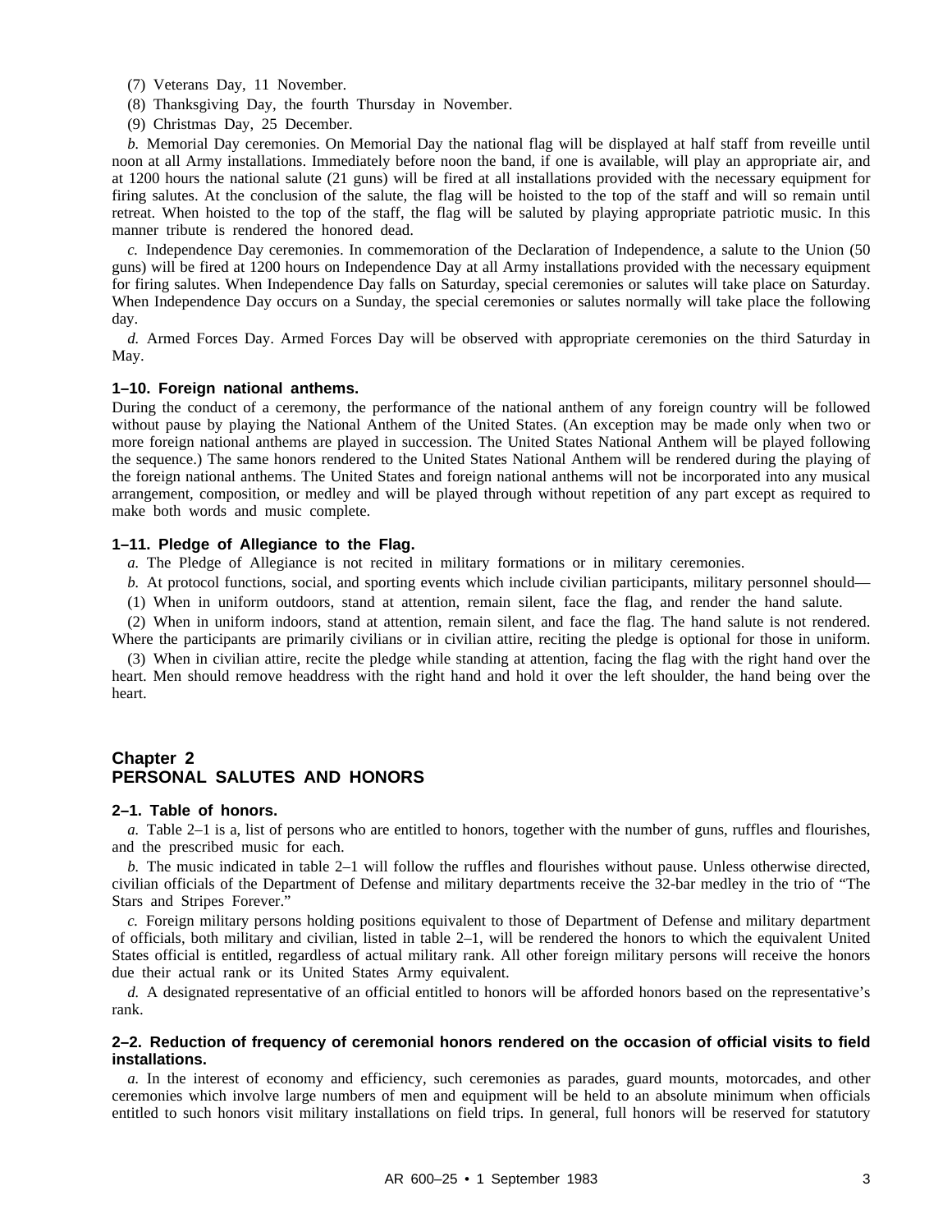(7) Veterans Day, 11 November.

(8) Thanksgiving Day, the fourth Thursday in November.

(9) Christmas Day, 25 December.

*b.* Memorial Day ceremonies. On Memorial Day the national flag will be displayed at half staff from reveille until noon at all Army installations. Immediately before noon the band, if one is available, will play an appropriate air, and at 1200 hours the national salute (21 guns) will be fired at all installations provided with the necessary equipment for firing salutes. At the conclusion of the salute, the flag will be hoisted to the top of the staff and will so remain until retreat. When hoisted to the top of the staff, the flag will be saluted by playing appropriate patriotic music. In this manner tribute is rendered the honored dead.

*c.* Independence Day ceremonies. In commemoration of the Declaration of Independence, a salute to the Union (50 guns) will be fired at 1200 hours on Independence Day at all Army installations provided with the necessary equipment for firing salutes. When Independence Day falls on Saturday, special ceremonies or salutes will take place on Saturday. When Independence Day occurs on a Sunday, the special ceremonies or salutes normally will take place the following day.

*d.* Armed Forces Day. Armed Forces Day will be observed with appropriate ceremonies on the third Saturday in May.

### 1–10. Foreign national anthems.

During the conduct of a ceremony, the performance of the national anthem of any foreign country will be followed without pause by playing the National Anthem of the United States. (An exception may be made only when two or more foreign national anthems are played in succession. The United States National Anthem will be played following the sequence.) The same honors rendered to the United States National Anthem will be rendered during the playing of the foreign national anthems. The United States and foreign national anthems will not be incorporated into any musical arrangement, composition, or medley and will be played through without repetition of any part except as required to make both words and music complete.

### 1–11. Pledge of Allegiance to the Flag.

*a.* The Pledge of Allegiance is not recited in military formations or in military ceremonies.

*b.* At protocol functions, social, and sporting events which include civilian participants, military personnel should—

(1) When in uniform outdoors, stand at attention, remain silent, face the flag, and render the hand salute.

(2) When in uniform indoors, stand at attention, remain silent, and face the flag. The hand salute is not rendered. Where the participants are primarily civilians or in civilian attire, reciting the pledge is optional for those in uniform.

(3) When in civilian attire, recite the pledge while standing at attention, facing the flag with the right hand over the heart. Men should remove headdress with the right hand and hold it over the left shoulder, the hand being over the heart.

## Chapter 2
## PERSONAL SALUTES AND HONORS

### 2–1. Table of honors.

*a.* Table 2–1 is a, list of persons who are entitled to honors, together with the number of guns, ruffles and flourishes, and the prescribed music for each.

*b.* The music indicated in table 2–1 will follow the ruffles and flourishes without pause. Unless otherwise directed, civilian officials of the Department of Defense and military departments receive the 32-bar medley in the trio of "The Stars and Stripes Forever."

*c.* Foreign military persons holding positions equivalent to those of Department of Defense and military department of officials, both military and civilian, listed in table 2–1, will be rendered the honors to which the equivalent United States official is entitled, regardless of actual military rank. All other foreign military persons will receive the honors due their actual rank or its United States Army equivalent.

*d.* A designated representative of an official entitled to honors will be afforded honors based on the representative's rank.

### 2–2. Reduction of frequency of ceremonial honors rendered on the occasion of official visits to field installations.

*a.* In the interest of economy and efficiency, such ceremonies as parades, guard mounts, motorcades, and other ceremonies which involve large numbers of men and equipment will be held to an absolute minimum when officials entitled to such honors visit military installations on field trips. In general, full honors will be reserved for statutory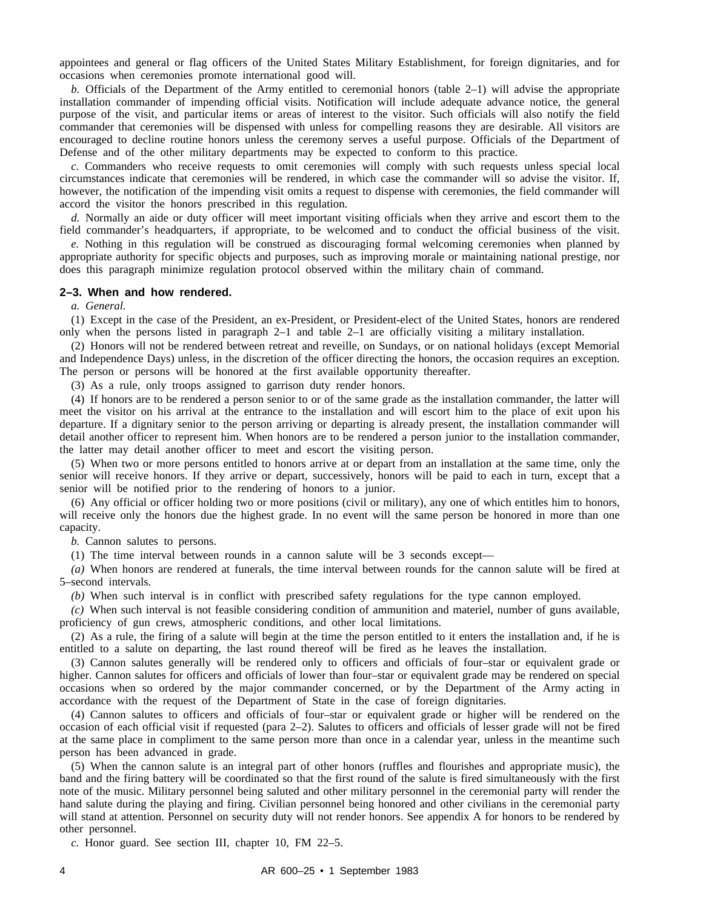appointees and general or flag officers of the United States Military Establishment, for foreign dignitaries, and for occasions when ceremonies promote international good will.

*b.* Officials of the Department of the Army entitled to ceremonial honors (table 2–1) will advise the appropriate installation commander of impending official visits. Notification will include adequate advance notice, the general purpose of the visit, and particular items or areas of interest to the visitor. Such officials will also notify the field commander that ceremonies will be dispensed with unless for compelling reasons they are desirable. All visitors are encouraged to decline routine honors unless the ceremony serves a useful purpose. Officials of the Department of Defense and of the other military departments may be expected to conform to this practice.

*c.* Commanders who receive requests to omit ceremonies will comply with such requests unless special local circumstances indicate that ceremonies will be rendered, in which case the commander will so advise the visitor. If, however, the notification of the impending visit omits a request to dispense with ceremonies, the field commander will accord the visitor the honors prescribed in this regulation.

*d.* Normally an aide or duty officer will meet important visiting officials when they arrive and escort them to the field commander's headquarters, if appropriate, to be welcomed and to conduct the official business of the visit.

*e.* Nothing in this regulation will be construed as discouraging formal welcoming ceremonies when planned by appropriate authority for specific objects and purposes, such as improving morale or maintaining national prestige, nor does this paragraph minimize regulation protocol observed within the military chain of command.

**2–3. When and how rendered.**

*a. General.*

(1) Except in the case of the President, an ex-President, or President-elect of the United States, honors are rendered only when the persons listed in paragraph 2–1 and table 2–1 are officially visiting a military installation.

(2) Honors will not be rendered between retreat and reveille, on Sundays, or on national holidays (except Memorial and Independence Days) unless, in the discretion of the officer directing the honors, the occasion requires an exception. The person or persons will be honored at the first available opportunity thereafter.

(3) As a rule, only troops assigned to garrison duty render honors.

(4) If honors are to be rendered a person senior to or of the same grade as the installation commander, the latter will meet the visitor on his arrival at the entrance to the installation and will escort him to the place of exit upon his departure. If a dignitary senior to the person arriving or departing is already present, the installation commander will detail another officer to represent him. When honors are to be rendered a person junior to the installation commander, the latter may detail another officer to meet and escort the visiting person.

(5) When two or more persons entitled to honors arrive at or depart from an installation at the same time, only the senior will receive honors. If they arrive or depart, successively, honors will be paid to each in turn, except that a senior will be notified prior to the rendering of honors to a junior.

(6) Any official or officer holding two or more positions (civil or military), any one of which entitles him to honors, will receive only the honors due the highest grade. In no event will the same person be honored in more than one capacity.

*b.* Cannon salutes to persons.

(1) The time interval between rounds in a cannon salute will be 3 seconds except—

*(a)* When honors are rendered at funerals, the time interval between rounds for the cannon salute will be fired at 5–second intervals.

*(b)* When such interval is in conflict with prescribed safety regulations for the type cannon employed.

*(c)* When such interval is not feasible considering condition of ammunition and materiel, number of guns available, proficiency of gun crews, atmospheric conditions, and other local limitations.

(2) As a rule, the firing of a salute will begin at the time the person entitled to it enters the installation and, if he is entitled to a salute on departing, the last round thereof will be fired as he leaves the installation.

(3) Cannon salutes generally will be rendered only to officers and officials of four–star or equivalent grade or higher. Cannon salutes for officers and officials of lower than four–star or equivalent grade may be rendered on special occasions when so ordered by the major commander concerned, or by the Department of the Army acting in accordance with the request of the Department of State in the case of foreign dignitaries.

(4) Cannon salutes to officers and officials of four–star or equivalent grade or higher will be rendered on the occasion of each official visit if requested (para 2–2). Salutes to officers and officials of lesser grade will not be fired at the same place in compliment to the same person more than once in a calendar year, unless in the meantime such person has been advanced in grade.

(5) When the cannon salute is an integral part of other honors (ruffles and flourishes and appropriate music), the band and the firing battery will be coordinated so that the first round of the salute is fired simultaneously with the first note of the music. Military personnel being saluted and other military personnel in the ceremonial party will render the hand salute during the playing and firing. Civilian personnel being honored and other civilians in the ceremonial party will stand at attention. Personnel on security duty will not render honors. See appendix A for honors to be rendered by other personnel.

*c.* Honor guard. See section III, chapter 10, FM 22–5.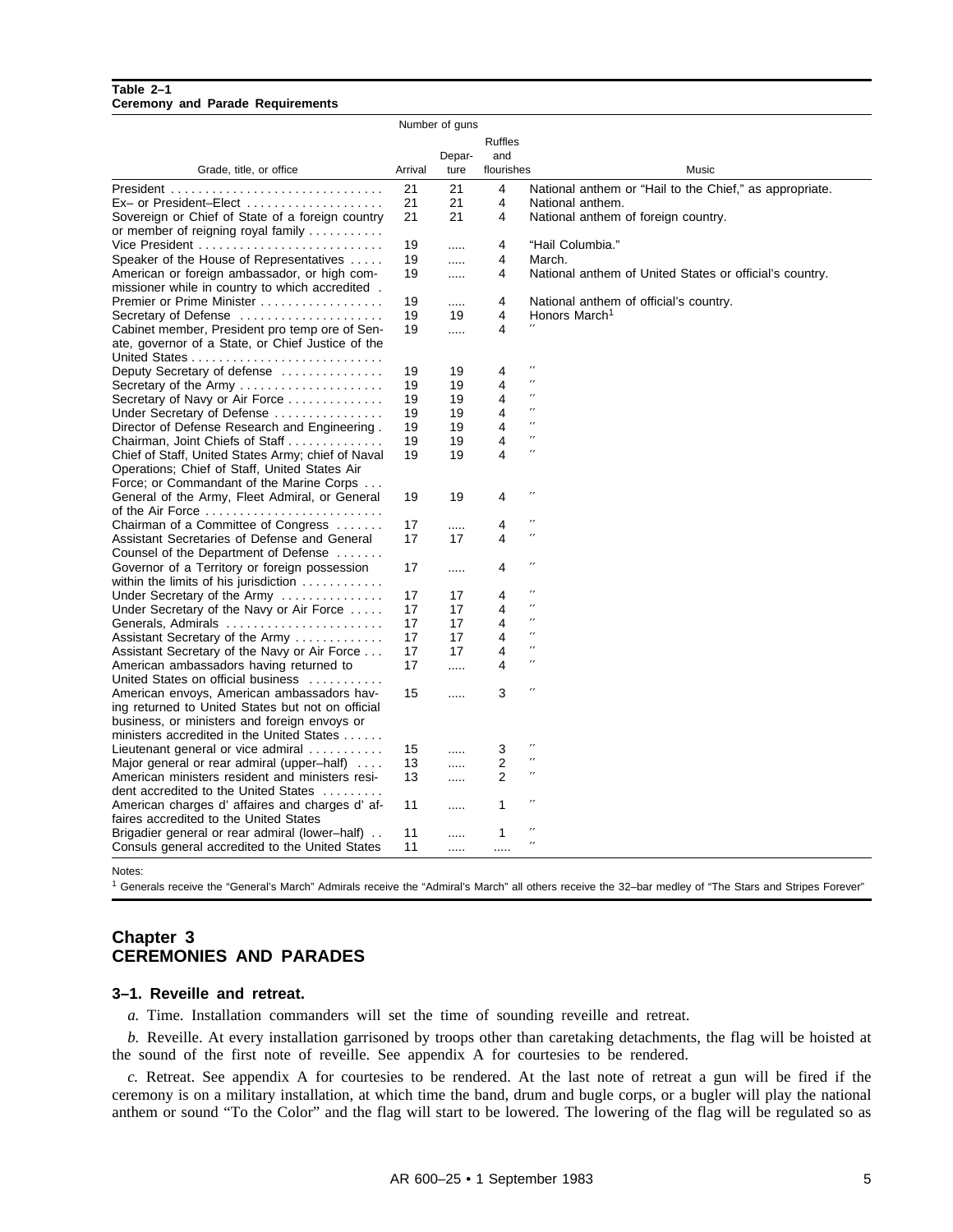**Table 2–1**
**Ceremony and Parade Requirements**

| Grade, title, or office | Number of guns Arrival | Departure | Ruffles and flourishes | Music |
|---|---|---|---|---|
| President | 21 | 21 | 4 | National anthem or “Hail to the Chief,” as appropriate. |
| Ex– or President–Elect | 21 | 21 | 4 | National anthem. |
| Sovereign or Chief of State of a foreign country or member of reigning royal family | 21 | 21 | 4 | National anthem of foreign country. |
| Vice President | 19 | ..... | 4 | “Hail Columbia.” |
| Speaker of the House of Representatives | 19 | ..... | 4 | March. |
| American or foreign ambassador, or high commissioner while in country to which accredited | 19 | ..... | 4 | National anthem of United States or official's country. |
| Premier or Prime Minister | 19 | ..... | 4 | National anthem of official's country. |
| Secretary of Defense | 19 | 19 | 4 | Honors March[1] |
| Cabinet member, President pro temp ore of Senate, governor of a State, or Chief Justice of the United States | 19 | ..... | 4 | ″ |
| Deputy Secretary of defense | 19 | 19 | 4 | ″ |
| Secretary of the Army | 19 | 19 | 4 | ″ |
| Secretary of Navy or Air Force | 19 | 19 | 4 | ″ |
| Under Secretary of Defense | 19 | 19 | 4 | ″ |
| Director of Defense Research and Engineering | 19 | 19 | 4 | ″ |
| Chairman, Joint Chiefs of Staff | 19 | 19 | 4 | ″ |
| Chief of Staff, United States Army; chief of Naval Operations; Chief of Staff, United States Air Force; or Commandant of the Marine Corps | 19 | 19 | 4 | ″ |
| General of the Army, Fleet Admiral, or General of the Air Force | 19 | 19 | 4 | ″ |
| Chairman of a Committee of Congress | 17 | ..... | 4 | ″ |
| Assistant Secretaries of Defense and General Counsel of the Department of Defense | 17 | 17 | 4 | ″ |
| Governor of a Territory or foreign possession within the limits of his jurisdiction | 17 | ..... | 4 | ″ |
| Under Secretary of the Army | 17 | 17 | 4 | ″ |
| Under Secretary of the Navy or Air Force | 17 | 17 | 4 | ″ |
| Generals, Admirals | 17 | 17 | 4 | ″ |
| Assistant Secretary of the Army | 17 | 17 | 4 | ″ |
| Assistant Secretary of the Navy or Air Force | 17 | 17 | 4 | ″ |
| American ambassadors having returned to United States on official business | 17 | ..... | 4 | ″ |
| American envoys, American ambassadors having returned to United States but not on official business, or ministers and foreign envoys or ministers accredited in the United States | 15 | ..... | 3 | ″ |
| Lieutenant general or vice admiral | 15 | ..... | 3 | ″ |
| Major general or rear admiral (upper–half) | 13 | ..... | 2 | ″ |
| American ministers resident and ministers resident accredited to the United States | 13 | ..... | 2 | ″ |
| American charges d' affaires and charges d' affaires accredited to the United States | 11 | ..... | 1 | ″ |
| Brigadier general or rear admiral (lower–half) | 11 | ..... | 1 | ″ |
| Consuls general accredited to the United States | 11 | ..... | ..... | ″ |

Notes:
[1] Generals receive the “General's March” Admirals receive the “Admiral's March” all others receive the 32–bar medley of “The Stars and Stripes Forever”

# Chapter 3
# CEREMONIES AND PARADES

## 3–1. Reveille and retreat.

*a.* Time. Installation commanders will set the time of sounding reveille and retreat.

*b.* Reveille. At every installation garrisoned by troops other than caretaking detachments, the flag will be hoisted at the sound of the first note of reveille. See appendix A for courtesies to be rendered.

*c.* Retreat. See appendix A for courtesies to be rendered. At the last note of retreat a gun will be fired if the ceremony is on a military installation, at which time the band, drum and bugle corps, or a bugler will play the national anthem or sound “To the Color” and the flag will start to be lowered. The lowering of the flag will be regulated so as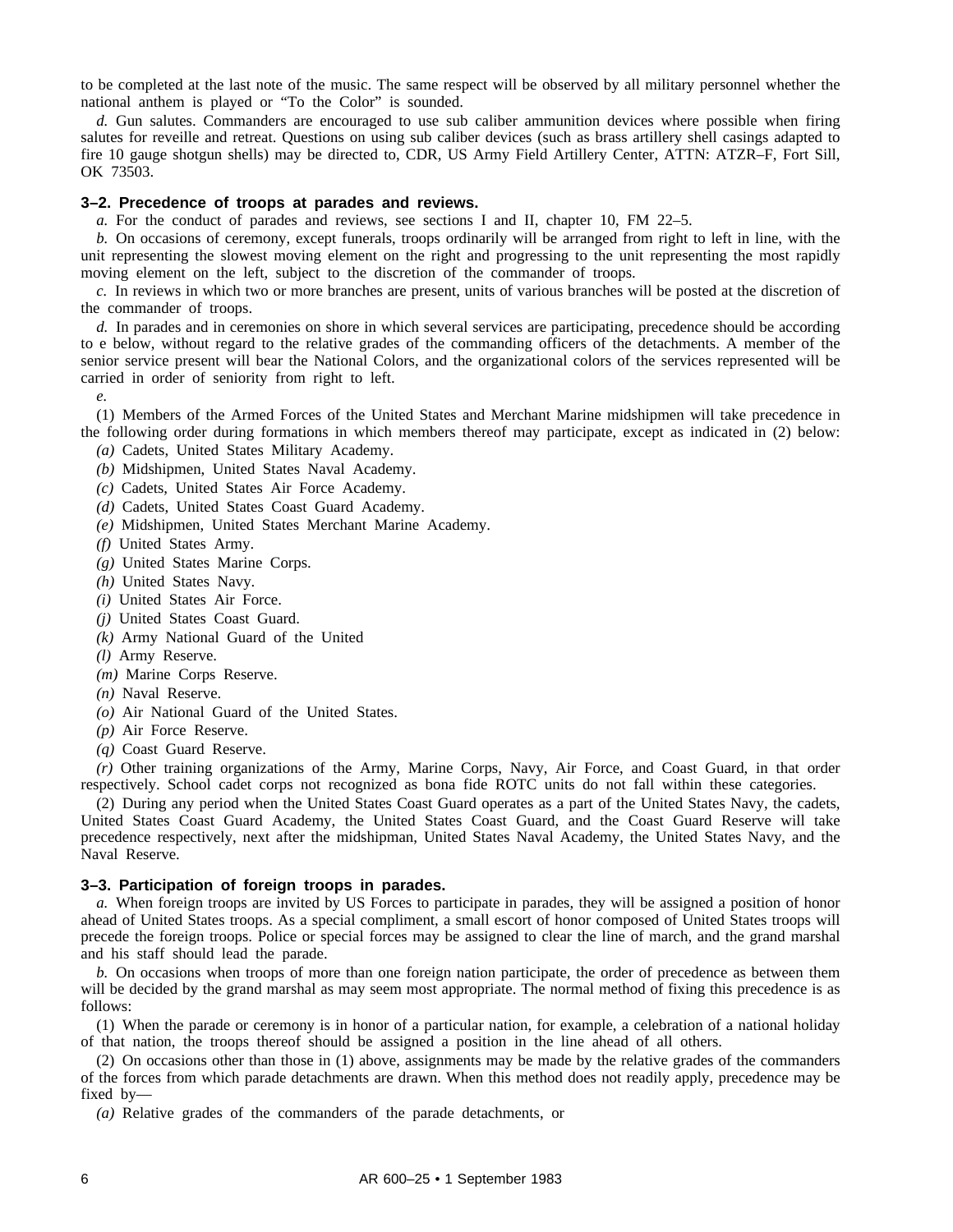to be completed at the last note of the music. The same respect will be observed by all military personnel whether the national anthem is played or "To the Color" is sounded.

*d.* Gun salutes. Commanders are encouraged to use sub caliber ammunition devices where possible when firing salutes for reveille and retreat. Questions on using sub caliber devices (such as brass artillery shell casings adapted to fire 10 gauge shotgun shells) may be directed to, CDR, US Army Field Artillery Center, ATTN: ATZR–F, Fort Sill, OK 73503.

### 3–2. Precedence of troops at parades and reviews.

*a.* For the conduct of parades and reviews, see sections I and II, chapter 10, FM 22–5.

*b.* On occasions of ceremony, except funerals, troops ordinarily will be arranged from right to left in line, with the unit representing the slowest moving element on the right and progressing to the unit representing the most rapidly moving element on the left, subject to the discretion of the commander of troops.

*c.* In reviews in which two or more branches are present, units of various branches will be posted at the discretion of the commander of troops.

*d.* In parades and in ceremonies on shore in which several services are participating, precedence should be according to e below, without regard to the relative grades of the commanding officers of the detachments. A member of the senior service present will bear the National Colors, and the organizational colors of the services represented will be carried in order of seniority from right to left.

*e.*

(1) Members of the Armed Forces of the United States and Merchant Marine midshipmen will take precedence in the following order during formations in which members thereof may participate, except as indicated in (2) below:

*(a)* Cadets, United States Military Academy.

*(b)* Midshipmen, United States Naval Academy.

*(c)* Cadets, United States Air Force Academy.

*(d)* Cadets, United States Coast Guard Academy.

*(e)* Midshipmen, United States Merchant Marine Academy.

*(f)* United States Army.

*(g)* United States Marine Corps.

*(h)* United States Navy.

*(i)* United States Air Force.

*(j)* United States Coast Guard.

*(k)* Army National Guard of the United

*(l)* Army Reserve.

*(m)* Marine Corps Reserve.

*(n)* Naval Reserve.

*(o)* Air National Guard of the United States.

*(p)* Air Force Reserve.

*(q)* Coast Guard Reserve.

*(r)* Other training organizations of the Army, Marine Corps, Navy, Air Force, and Coast Guard, in that order respectively. School cadet corps not recognized as bona fide ROTC units do not fall within these categories.

(2) During any period when the United States Coast Guard operates as a part of the United States Navy, the cadets, United States Coast Guard Academy, the United States Coast Guard, and the Coast Guard Reserve will take precedence respectively, next after the midshipman, United States Naval Academy, the United States Navy, and the Naval Reserve.

### 3–3. Participation of foreign troops in parades.

*a.* When foreign troops are invited by US Forces to participate in parades, they will be assigned a position of honor ahead of United States troops. As a special compliment, a small escort of honor composed of United States troops will precede the foreign troops. Police or special forces may be assigned to clear the line of march, and the grand marshal and his staff should lead the parade.

*b.* On occasions when troops of more than one foreign nation participate, the order of precedence as between them will be decided by the grand marshal as may seem most appropriate. The normal method of fixing this precedence is as follows:

(1) When the parade or ceremony is in honor of a particular nation, for example, a celebration of a national holiday of that nation, the troops thereof should be assigned a position in the line ahead of all others.

(2) On occasions other than those in (1) above, assignments may be made by the relative grades of the commanders of the forces from which parade detachments are drawn. When this method does not readily apply, precedence may be fixed by—

*(a)* Relative grades of the commanders of the parade detachments, or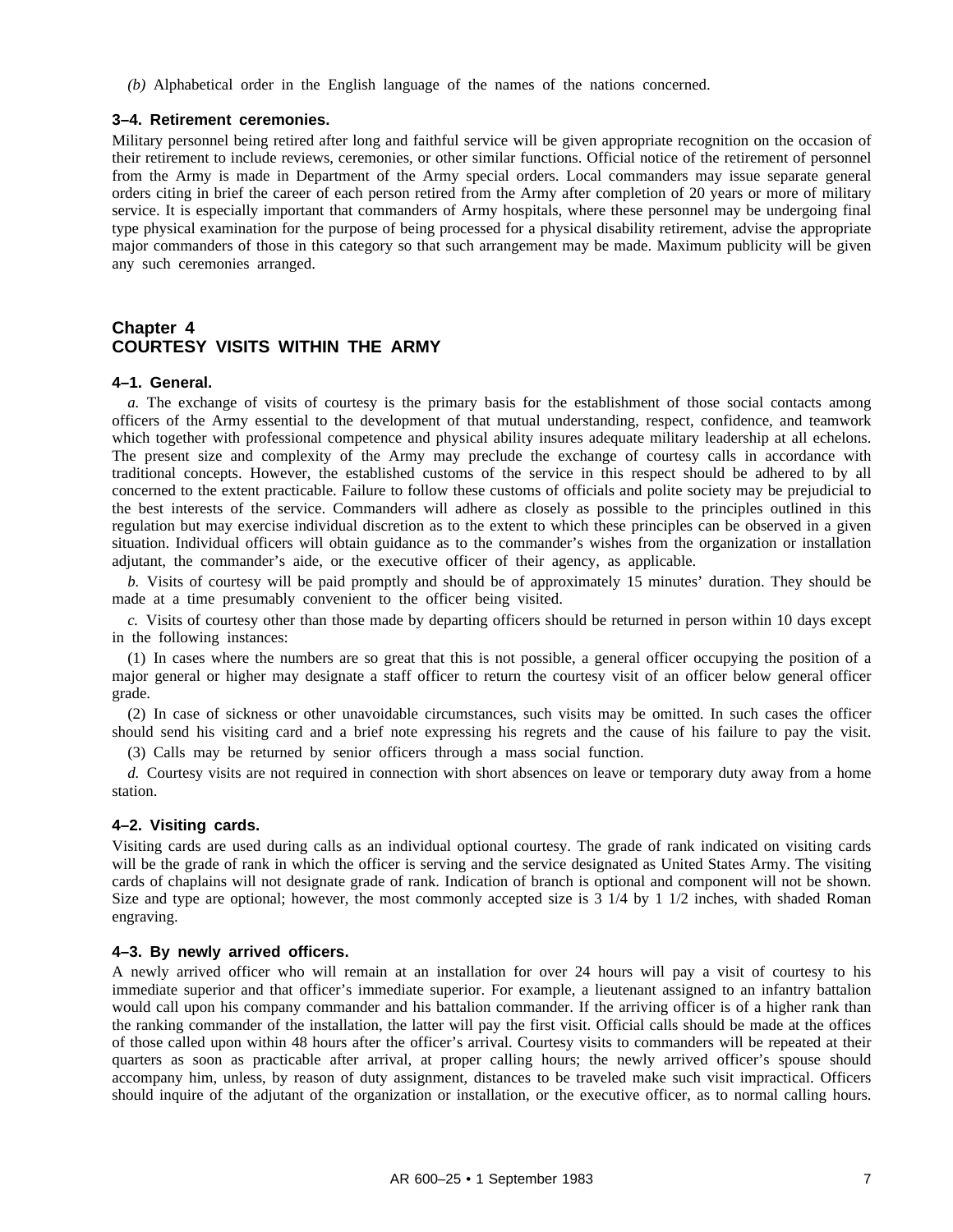*(b)* Alphabetical order in the English language of the names of the nations concerned.

### 3–4. Retirement ceremonies.

Military personnel being retired after long and faithful service will be given appropriate recognition on the occasion of their retirement to include reviews, ceremonies, or other similar functions. Official notice of the retirement of personnel from the Army is made in Department of the Army special orders. Local commanders may issue separate general orders citing in brief the career of each person retired from the Army after completion of 20 years or more of military service. It is especially important that commanders of Army hospitals, where these personnel may be undergoing final type physical examination for the purpose of being processed for a physical disability retirement, advise the appropriate major commanders of those in this category so that such arrangement may be made. Maximum publicity will be given any such ceremonies arranged.

## Chapter 4
## COURTESY VISITS WITHIN THE ARMY

### 4–1. General.

*a.* The exchange of visits of courtesy is the primary basis for the establishment of those social contacts among officers of the Army essential to the development of that mutual understanding, respect, confidence, and teamwork which together with professional competence and physical ability insures adequate military leadership at all echelons. The present size and complexity of the Army may preclude the exchange of courtesy calls in accordance with traditional concepts. However, the established customs of the service in this respect should be adhered to by all concerned to the extent practicable. Failure to follow these customs of officials and polite society may be prejudicial to the best interests of the service. Commanders will adhere as closely as possible to the principles outlined in this regulation but may exercise individual discretion as to the extent to which these principles can be observed in a given situation. Individual officers will obtain guidance as to the commander's wishes from the organization or installation adjutant, the commander's aide, or the executive officer of their agency, as applicable.

*b.* Visits of courtesy will be paid promptly and should be of approximately 15 minutes' duration. They should be made at a time presumably convenient to the officer being visited.

*c.* Visits of courtesy other than those made by departing officers should be returned in person within 10 days except in the following instances:

(1) In cases where the numbers are so great that this is not possible, a general officer occupying the position of a major general or higher may designate a staff officer to return the courtesy visit of an officer below general officer grade.

(2) In case of sickness or other unavoidable circumstances, such visits may be omitted. In such cases the officer should send his visiting card and a brief note expressing his regrets and the cause of his failure to pay the visit.

(3) Calls may be returned by senior officers through a mass social function.

*d.* Courtesy visits are not required in connection with short absences on leave or temporary duty away from a home station.

### 4–2. Visiting cards.

Visiting cards are used during calls as an individual optional courtesy. The grade of rank indicated on visiting cards will be the grade of rank in which the officer is serving and the service designated as United States Army. The visiting cards of chaplains will not designate grade of rank. Indication of branch is optional and component will not be shown. Size and type are optional; however, the most commonly accepted size is 3 1/4 by 1 1/2 inches, with shaded Roman engraving.

### 4–3. By newly arrived officers.

A newly arrived officer who will remain at an installation for over 24 hours will pay a visit of courtesy to his immediate superior and that officer's immediate superior. For example, a lieutenant assigned to an infantry battalion would call upon his company commander and his battalion commander. If the arriving officer is of a higher rank than the ranking commander of the installation, the latter will pay the first visit. Official calls should be made at the offices of those called upon within 48 hours after the officer's arrival. Courtesy visits to commanders will be repeated at their quarters as soon as practicable after arrival, at proper calling hours; the newly arrived officer's spouse should accompany him, unless, by reason of duty assignment, distances to be traveled make such visit impractical. Officers should inquire of the adjutant of the organization or installation, or the executive officer, as to normal calling hours.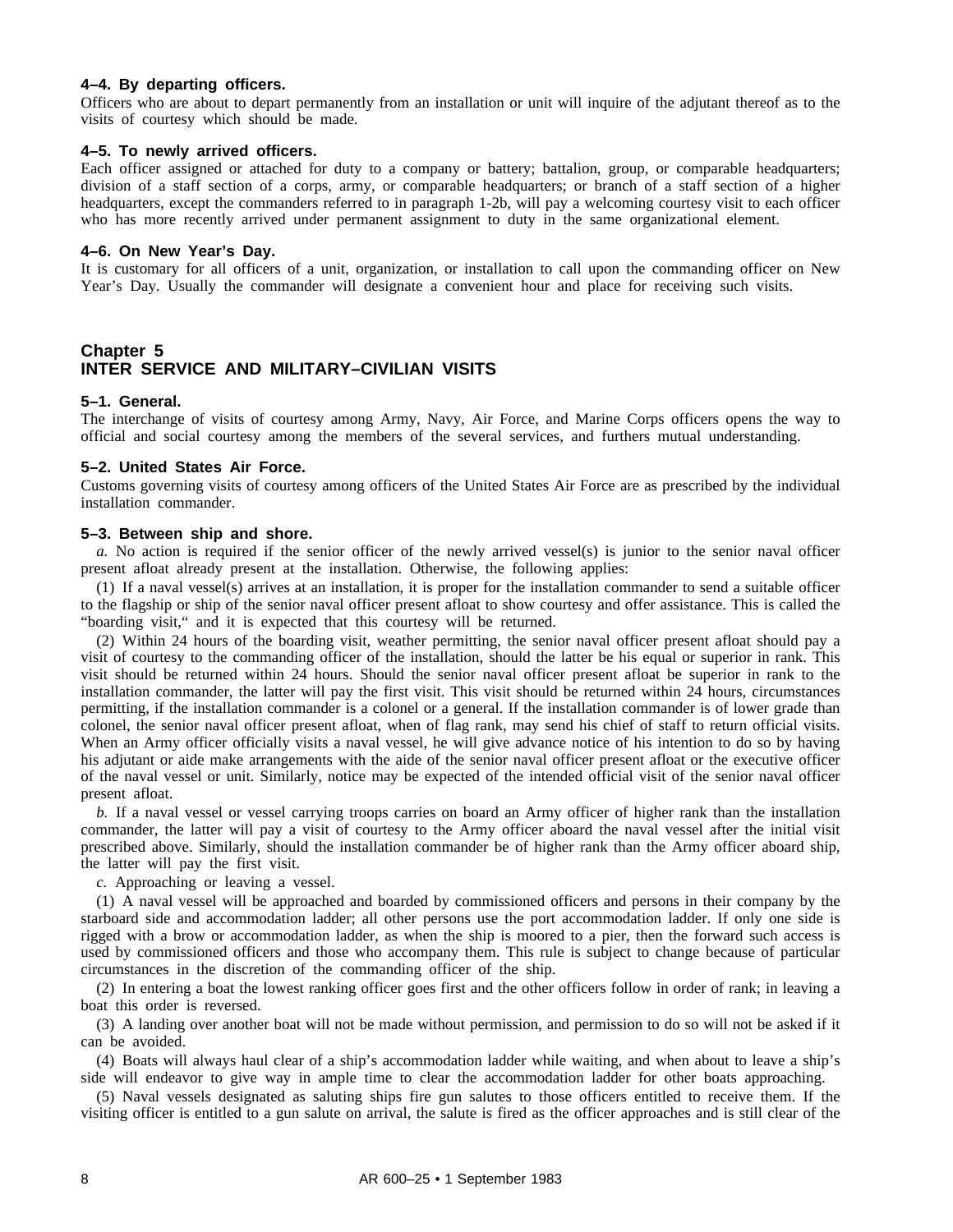### 4–4. By departing officers.

Officers who are about to depart permanently from an installation or unit will inquire of the adjutant thereof as to the visits of courtesy which should be made.

### 4–5. To newly arrived officers.

Each officer assigned or attached for duty to a company or battery; battalion, group, or comparable headquarters; division of a staff section of a corps, army, or comparable headquarters; or branch of a staff section of a higher headquarters, except the commanders referred to in paragraph 1-2b, will pay a welcoming courtesy visit to each officer who has more recently arrived under permanent assignment to duty in the same organizational element.

### 4–6. On New Year's Day.

It is customary for all officers of a unit, organization, or installation to call upon the commanding officer on New Year's Day. Usually the commander will designate a convenient hour and place for receiving such visits.

## Chapter 5
## INTER SERVICE AND MILITARY–CIVILIAN VISITS

### 5–1. General.

The interchange of visits of courtesy among Army, Navy, Air Force, and Marine Corps officers opens the way to official and social courtesy among the members of the several services, and furthers mutual understanding.

### 5–2. United States Air Force.

Customs governing visits of courtesy among officers of the United States Air Force are as prescribed by the individual installation commander.

### 5–3. Between ship and shore.

*a.* No action is required if the senior officer of the newly arrived vessel(s) is junior to the senior naval officer present afloat already present at the installation. Otherwise, the following applies:

(1) If a naval vessel(s) arrives at an installation, it is proper for the installation commander to send a suitable officer to the flagship or ship of the senior naval officer present afloat to show courtesy and offer assistance. This is called the "boarding visit," and it is expected that this courtesy will be returned.

(2) Within 24 hours of the boarding visit, weather permitting, the senior naval officer present afloat should pay a visit of courtesy to the commanding officer of the installation, should the latter be his equal or superior in rank. This visit should be returned within 24 hours. Should the senior naval officer present afloat be superior in rank to the installation commander, the latter will pay the first visit. This visit should be returned within 24 hours, circumstances permitting, if the installation commander is a colonel or a general. If the installation commander is of lower grade than colonel, the senior naval officer present afloat, when of flag rank, may send his chief of staff to return official visits. When an Army officer officially visits a naval vessel, he will give advance notice of his intention to do so by having his adjutant or aide make arrangements with the aide of the senior naval officer present afloat or the executive officer of the naval vessel or unit. Similarly, notice may be expected of the intended official visit of the senior naval officer present afloat.

*b.* If a naval vessel or vessel carrying troops carries on board an Army officer of higher rank than the installation commander, the latter will pay a visit of courtesy to the Army officer aboard the naval vessel after the initial visit prescribed above. Similarly, should the installation commander be of higher rank than the Army officer aboard ship, the latter will pay the first visit.

*c.* Approaching or leaving a vessel.

(1) A naval vessel will be approached and boarded by commissioned officers and persons in their company by the starboard side and accommodation ladder; all other persons use the port accommodation ladder. If only one side is rigged with a brow or accommodation ladder, as when the ship is moored to a pier, then the forward such access is used by commissioned officers and those who accompany them. This rule is subject to change because of particular circumstances in the discretion of the commanding officer of the ship.

(2) In entering a boat the lowest ranking officer goes first and the other officers follow in order of rank; in leaving a boat this order is reversed.

(3) A landing over another boat will not be made without permission, and permission to do so will not be asked if it can be avoided.

(4) Boats will always haul clear of a ship's accommodation ladder while waiting, and when about to leave a ship's side will endeavor to give way in ample time to clear the accommodation ladder for other boats approaching.

(5) Naval vessels designated as saluting ships fire gun salutes to those officers entitled to receive them. If the visiting officer is entitled to a gun salute on arrival, the salute is fired as the officer approaches and is still clear of the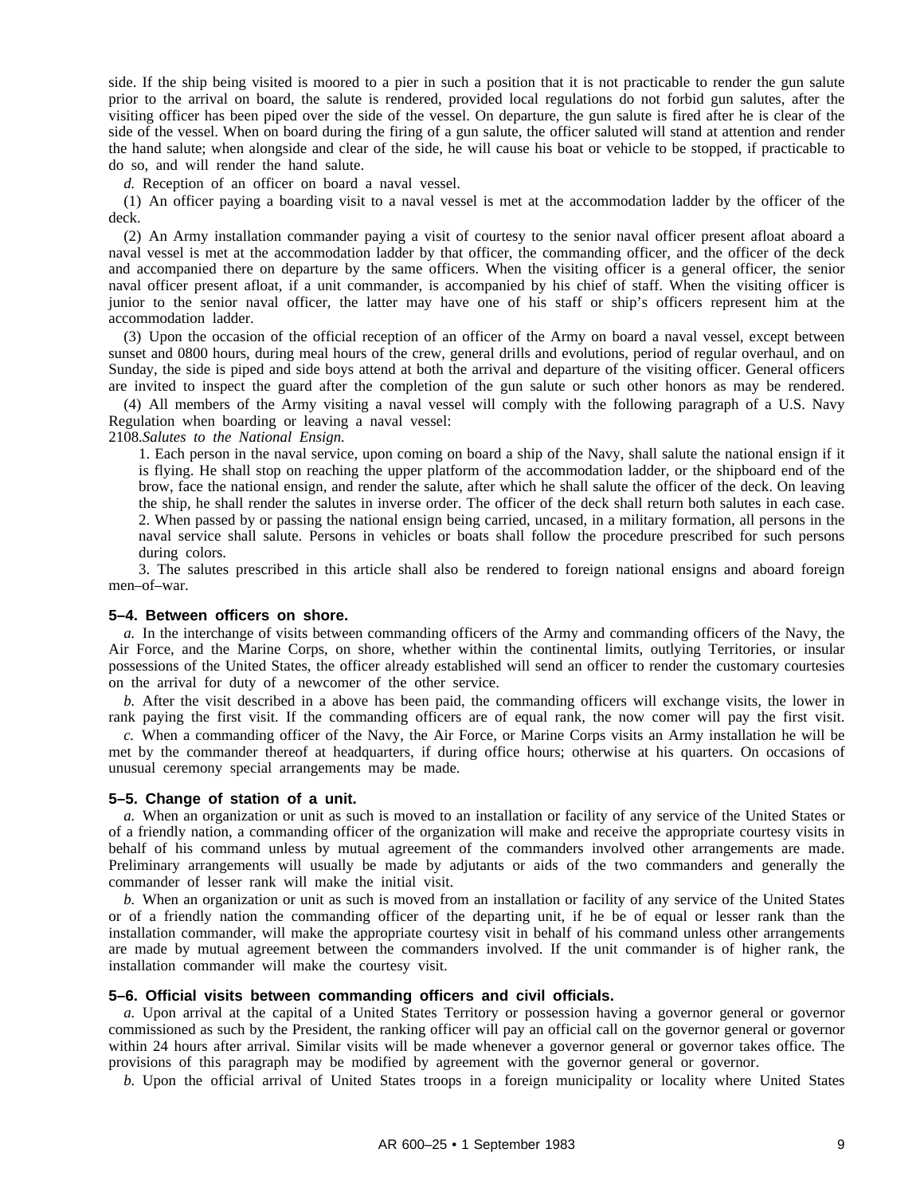side. If the ship being visited is moored to a pier in such a position that it is not practicable to render the gun salute prior to the arrival on board, the salute is rendered, provided local regulations do not forbid gun salutes, after the visiting officer has been piped over the side of the vessel. On departure, the gun salute is fired after he is clear of the side of the vessel. When on board during the firing of a gun salute, the officer saluted will stand at attention and render the hand salute; when alongside and clear of the side, he will cause his boat or vehicle to be stopped, if practicable to do so, and will render the hand salute.

*d.* Reception of an officer on board a naval vessel.

(1) An officer paying a boarding visit to a naval vessel is met at the accommodation ladder by the officer of the deck.

(2) An Army installation commander paying a visit of courtesy to the senior naval officer present afloat aboard a naval vessel is met at the accommodation ladder by that officer, the commanding officer, and the officer of the deck and accompanied there on departure by the same officers. When the visiting officer is a general officer, the senior naval officer present afloat, if a unit commander, is accompanied by his chief of staff. When the visiting officer is junior to the senior naval officer, the latter may have one of his staff or ship's officers represent him at the accommodation ladder.

(3) Upon the occasion of the official reception of an officer of the Army on board a naval vessel, except between sunset and 0800 hours, during meal hours of the crew, general drills and evolutions, period of regular overhaul, and on Sunday, the side is piped and side boys attend at both the arrival and departure of the visiting officer. General officers are invited to inspect the guard after the completion of the gun salute or such other honors as may be rendered.

(4) All members of the Army visiting a naval vessel will comply with the following paragraph of a U.S. Navy Regulation when boarding or leaving a naval vessel:

2108.*Salutes to the National Ensign.*

> 1. Each person in the naval service, upon coming on board a ship of the Navy, shall salute the national ensign if it is flying. He shall stop on reaching the upper platform of the accommodation ladder, or the shipboard end of the brow, face the national ensign, and render the salute, after which he shall salute the officer of the deck. On leaving the ship, he shall render the salutes in inverse order. The officer of the deck shall return both salutes in each case.
> 2. When passed by or passing the national ensign being carried, uncased, in a military formation, all persons in the naval service shall salute. Persons in vehicles or boats shall follow the procedure prescribed for such persons during colors.
> 3. The salutes prescribed in this article shall also be rendered to foreign national ensigns and aboard foreign men–of–war.

### 5–4. Between officers on shore.

*a.* In the interchange of visits between commanding officers of the Army and commanding officers of the Navy, the Air Force, and the Marine Corps, on shore, whether within the continental limits, outlying Territories, or insular possessions of the United States, the officer already established will send an officer to render the customary courtesies on the arrival for duty of a newcomer of the other service.

*b.* After the visit described in a above has been paid, the commanding officers will exchange visits, the lower in rank paying the first visit. If the commanding officers are of equal rank, the new comer will pay the first visit.

*c.* When a commanding officer of the Navy, the Air Force, or Marine Corps visits an Army installation he will be met by the commander thereof at headquarters, if during office hours; otherwise at his quarters. On occasions of unusual ceremony special arrangements may be made.

### 5–5. Change of station of a unit.

*a.* When an organization or unit as such is moved to an installation or facility of any service of the United States or of a friendly nation, a commanding officer of the organization will make and receive the appropriate courtesy visits in behalf of his command unless by mutual agreement of the commanders involved other arrangements are made. Preliminary arrangements will usually be made by adjutants or aids of the two commanders and generally the commander of lesser rank will make the initial visit.

*b.* When an organization or unit as such is moved from an installation or facility of any service of the United States or of a friendly nation the commanding officer of the departing unit, if he be of equal or lesser rank than the installation commander, will make the appropriate courtesy visit in behalf of his command unless other arrangements are made by mutual agreement between the commanders involved. If the unit commander is of higher rank, the installation commander will make the courtesy visit.

### 5–6. Official visits between commanding officers and civil officials.

*a.* Upon arrival at the capital of a United States Territory or possession having a governor general or governor commissioned as such by the President, the ranking officer will pay an official call on the governor general or governor within 24 hours after arrival. Similar visits will be made whenever a governor general or governor takes office. The provisions of this paragraph may be modified by agreement with the governor general or governor.

*b.* Upon the official arrival of United States troops in a foreign municipality or locality where United States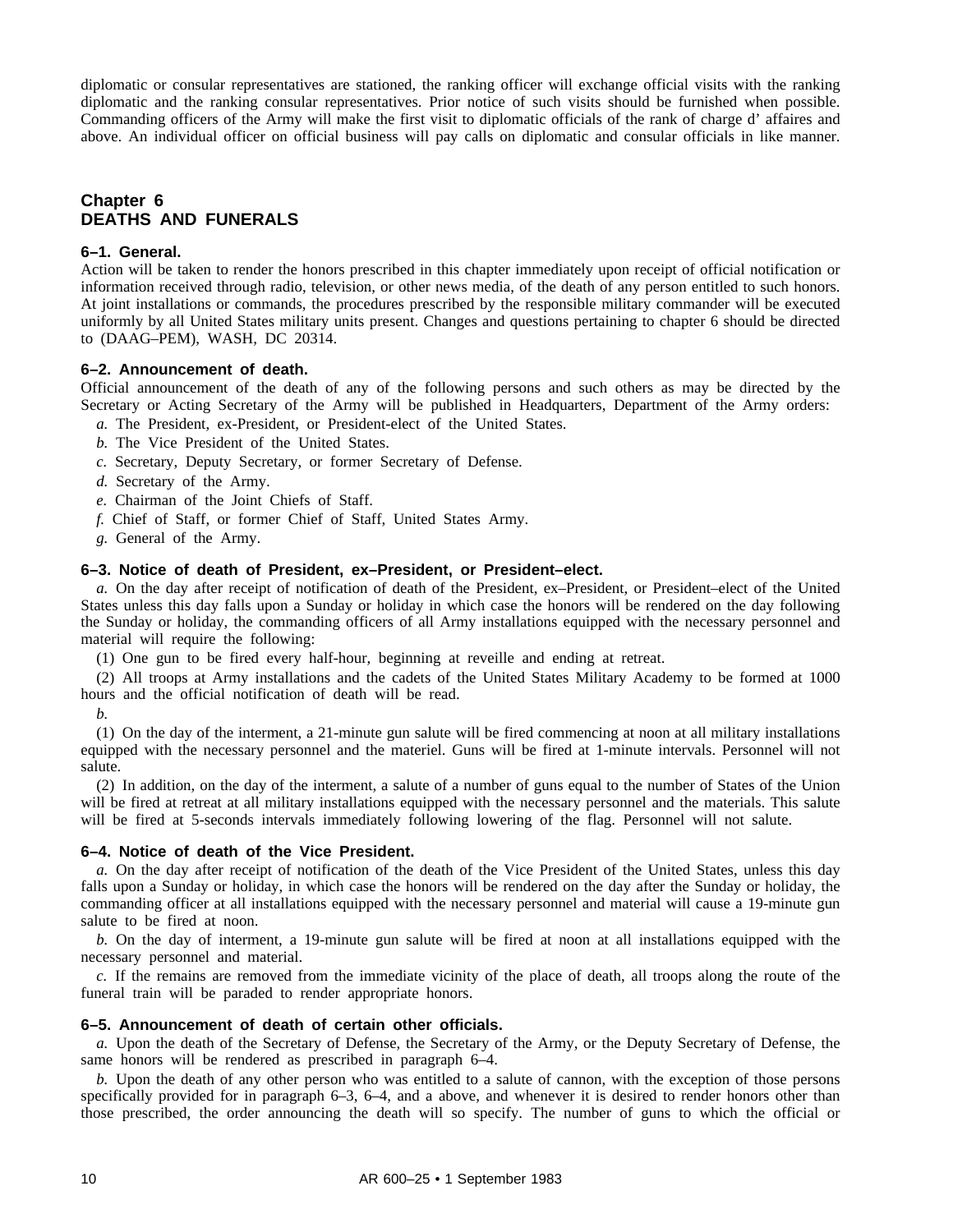diplomatic or consular representatives are stationed, the ranking officer will exchange official visits with the ranking diplomatic and the ranking consular representatives. Prior notice of such visits should be furnished when possible. Commanding officers of the Army will make the first visit to diplomatic officials of the rank of charge d' affaires and above. An individual officer on official business will pay calls on diplomatic and consular officials in like manner.

# Chapter 6
# DEATHS AND FUNERALS

### 6–1. General.

Action will be taken to render the honors prescribed in this chapter immediately upon receipt of official notification or information received through radio, television, or other news media, of the death of any person entitled to such honors. At joint installations or commands, the procedures prescribed by the responsible military commander will be executed uniformly by all United States military units present. Changes and questions pertaining to chapter 6 should be directed to (DAAG–PEM), WASH, DC 20314.

### 6–2. Announcement of death.

Official announcement of the death of any of the following persons and such others as may be directed by the Secretary or Acting Secretary of the Army will be published in Headquarters, Department of the Army orders:

*a.* The President, ex-President, or President-elect of the United States.

*b.* The Vice President of the United States.

*c.* Secretary, Deputy Secretary, or former Secretary of Defense.

*d.* Secretary of the Army.

*e.* Chairman of the Joint Chiefs of Staff.

*f.* Chief of Staff, or former Chief of Staff, United States Army.

*g.* General of the Army.

### 6–3. Notice of death of President, ex–President, or President–elect.

*a.* On the day after receipt of notification of death of the President, ex–President, or President–elect of the United States unless this day falls upon a Sunday or holiday in which case the honors will be rendered on the day following the Sunday or holiday, the commanding officers of all Army installations equipped with the necessary personnel and material will require the following:

(1) One gun to be fired every half-hour, beginning at reveille and ending at retreat.

(2) All troops at Army installations and the cadets of the United States Military Academy to be formed at 1000 hours and the official notification of death will be read.

*b.*

(1) On the day of the interment, a 21-minute gun salute will be fired commencing at noon at all military installations equipped with the necessary personnel and the materiel. Guns will be fired at 1-minute intervals. Personnel will not salute.

(2) In addition, on the day of the interment, a salute of a number of guns equal to the number of States of the Union will be fired at retreat at all military installations equipped with the necessary personnel and the materials. This salute will be fired at 5-seconds intervals immediately following lowering of the flag. Personnel will not salute.

### 6–4. Notice of death of the Vice President.

*a.* On the day after receipt of notification of the death of the Vice President of the United States, unless this day falls upon a Sunday or holiday, in which case the honors will be rendered on the day after the Sunday or holiday, the commanding officer at all installations equipped with the necessary personnel and material will cause a 19-minute gun salute to be fired at noon.

*b.* On the day of interment, a 19-minute gun salute will be fired at noon at all installations equipped with the necessary personnel and material.

*c.* If the remains are removed from the immediate vicinity of the place of death, all troops along the route of the funeral train will be paraded to render appropriate honors.

### 6–5. Announcement of death of certain other officials.

*a.* Upon the death of the Secretary of Defense, the Secretary of the Army, or the Deputy Secretary of Defense, the same honors will be rendered as prescribed in paragraph 6–4.

*b.* Upon the death of any other person who was entitled to a salute of cannon, with the exception of those persons specifically provided for in paragraph 6–3, 6–4, and a above, and whenever it is desired to render honors other than those prescribed, the order announcing the death will so specify. The number of guns to which the official or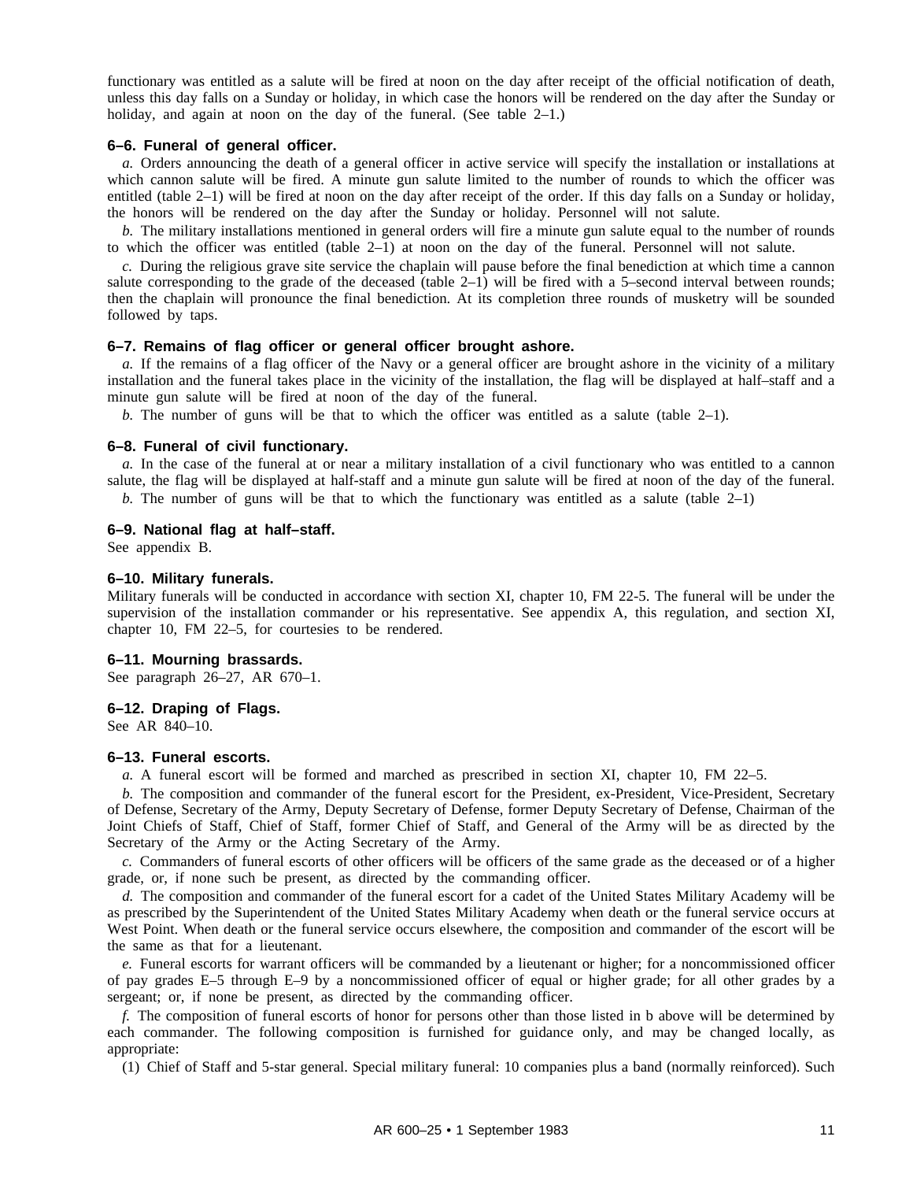functionary was entitled as a salute will be fired at noon on the day after receipt of the official notification of death, unless this day falls on a Sunday or holiday, in which case the honors will be rendered on the day after the Sunday or holiday, and again at noon on the day of the funeral. (See table 2–1.)

### 6–6. Funeral of general officer.

*a.* Orders announcing the death of a general officer in active service will specify the installation or installations at which cannon salute will be fired. A minute gun salute limited to the number of rounds to which the officer was entitled (table 2–1) will be fired at noon on the day after receipt of the order. If this day falls on a Sunday or holiday, the honors will be rendered on the day after the Sunday or holiday. Personnel will not salute.

*b.* The military installations mentioned in general orders will fire a minute gun salute equal to the number of rounds to which the officer was entitled (table 2–1) at noon on the day of the funeral. Personnel will not salute.

*c.* During the religious grave site service the chaplain will pause before the final benediction at which time a cannon salute corresponding to the grade of the deceased (table 2–1) will be fired with a 5–second interval between rounds; then the chaplain will pronounce the final benediction. At its completion three rounds of musketry will be sounded followed by taps.

### 6–7. Remains of flag officer or general officer brought ashore.

*a.* If the remains of a flag officer of the Navy or a general officer are brought ashore in the vicinity of a military installation and the funeral takes place in the vicinity of the installation, the flag will be displayed at half–staff and a minute gun salute will be fired at noon of the day of the funeral.

*b.* The number of guns will be that to which the officer was entitled as a salute (table 2–1).

### 6–8. Funeral of civil functionary.

*a.* In the case of the funeral at or near a military installation of a civil functionary who was entitled to a cannon salute, the flag will be displayed at half-staff and a minute gun salute will be fired at noon of the day of the funeral.

*b.* The number of guns will be that to which the functionary was entitled as a salute (table 2–1)

### 6–9. National flag at half–staff.

See appendix B.

### 6–10. Military funerals.

Military funerals will be conducted in accordance with section XI, chapter 10, FM 22-5. The funeral will be under the supervision of the installation commander or his representative. See appendix A, this regulation, and section XI, chapter 10, FM 22–5, for courtesies to be rendered.

### 6–11. Mourning brassards.

See paragraph 26–27, AR 670–1.

### 6–12. Draping of Flags.

See AR 840–10.

### 6–13. Funeral escorts.

*a.* A funeral escort will be formed and marched as prescribed in section XI, chapter 10, FM 22–5.

*b.* The composition and commander of the funeral escort for the President, ex-President, Vice-President, Secretary of Defense, Secretary of the Army, Deputy Secretary of Defense, former Deputy Secretary of Defense, Chairman of the Joint Chiefs of Staff, Chief of Staff, former Chief of Staff, and General of the Army will be as directed by the Secretary of the Army or the Acting Secretary of the Army.

*c.* Commanders of funeral escorts of other officers will be officers of the same grade as the deceased or of a higher grade, or, if none such be present, as directed by the commanding officer.

*d.* The composition and commander of the funeral escort for a cadet of the United States Military Academy will be as prescribed by the Superintendent of the United States Military Academy when death or the funeral service occurs at West Point. When death or the funeral service occurs elsewhere, the composition and commander of the escort will be the same as that for a lieutenant.

*e.* Funeral escorts for warrant officers will be commanded by a lieutenant or higher; for a noncommissioned officer of pay grades E–5 through E–9 by a noncommissioned officer of equal or higher grade; for all other grades by a sergeant; or, if none be present, as directed by the commanding officer.

*f.* The composition of funeral escorts of honor for persons other than those listed in b above will be determined by each commander. The following composition is furnished for guidance only, and may be changed locally, as appropriate:

(1) Chief of Staff and 5-star general. Special military funeral: 10 companies plus a band (normally reinforced). Such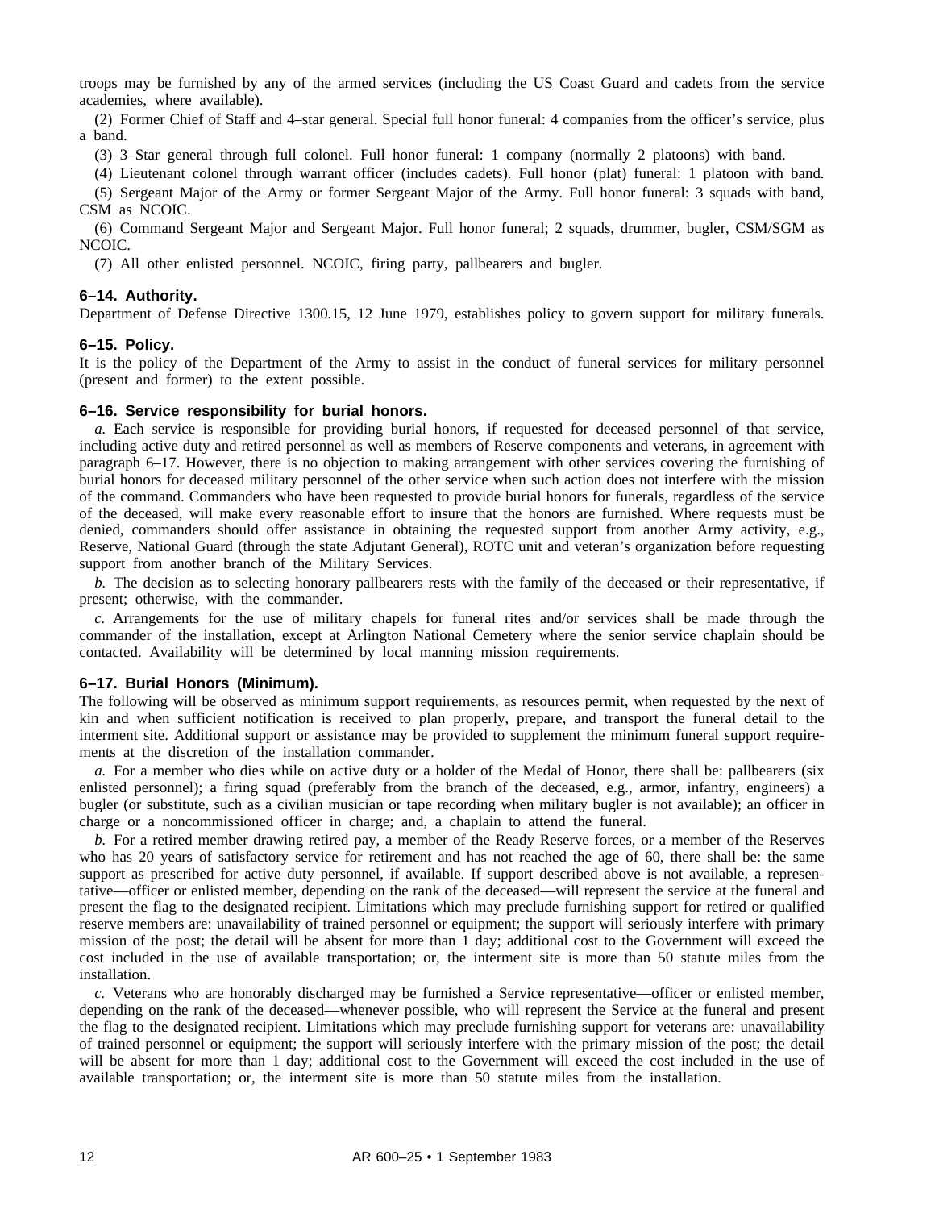troops may be furnished by any of the armed services (including the US Coast Guard and cadets from the service academies, where available).

(2) Former Chief of Staff and 4–star general. Special full honor funeral: 4 companies from the officer's service, plus a band.

(3) 3–Star general through full colonel. Full honor funeral: 1 company (normally 2 platoons) with band.

(4) Lieutenant colonel through warrant officer (includes cadets). Full honor (plat) funeral: 1 platoon with band.

(5) Sergeant Major of the Army or former Sergeant Major of the Army. Full honor funeral: 3 squads with band, CSM as NCOIC.

(6) Command Sergeant Major and Sergeant Major. Full honor funeral; 2 squads, drummer, bugler, CSM/SGM as NCOIC.

(7) All other enlisted personnel. NCOIC, firing party, pallbearers and bugler.

### 6–14. Authority.

Department of Defense Directive 1300.15, 12 June 1979, establishes policy to govern support for military funerals.

### 6–15. Policy.

It is the policy of the Department of the Army to assist in the conduct of funeral services for military personnel (present and former) to the extent possible.

### 6–16. Service responsibility for burial honors.

*a.* Each service is responsible for providing burial honors, if requested for deceased personnel of that service, including active duty and retired personnel as well as members of Reserve components and veterans, in agreement with paragraph 6–17. However, there is no objection to making arrangement with other services covering the furnishing of burial honors for deceased military personnel of the other service when such action does not interfere with the mission of the command. Commanders who have been requested to provide burial honors for funerals, regardless of the service of the deceased, will make every reasonable effort to insure that the honors are furnished. Where requests must be denied, commanders should offer assistance in obtaining the requested support from another Army activity, e.g., Reserve, National Guard (through the state Adjutant General), ROTC unit and veteran's organization before requesting support from another branch of the Military Services.

*b.* The decision as to selecting honorary pallbearers rests with the family of the deceased or their representative, if present; otherwise, with the commander.

*c.* Arrangements for the use of military chapels for funeral rites and/or services shall be made through the commander of the installation, except at Arlington National Cemetery where the senior service chaplain should be contacted. Availability will be determined by local manning mission requirements.

### 6–17. Burial Honors (Minimum).

The following will be observed as minimum support requirements, as resources permit, when requested by the next of kin and when sufficient notification is received to plan properly, prepare, and transport the funeral detail to the interment site. Additional support or assistance may be provided to supplement the minimum funeral support requirements at the discretion of the installation commander.

*a.* For a member who dies while on active duty or a holder of the Medal of Honor, there shall be: pallbearers (six enlisted personnel); a firing squad (preferably from the branch of the deceased, e.g., armor, infantry, engineers) a bugler (or substitute, such as a civilian musician or tape recording when military bugler is not available); an officer in charge or a noncommissioned officer in charge; and, a chaplain to attend the funeral.

*b.* For a retired member drawing retired pay, a member of the Ready Reserve forces, or a member of the Reserves who has 20 years of satisfactory service for retirement and has not reached the age of 60, there shall be: the same support as prescribed for active duty personnel, if available. If support described above is not available, a representative—officer or enlisted member, depending on the rank of the deceased—will represent the service at the funeral and present the flag to the designated recipient. Limitations which may preclude furnishing support for retired or qualified reserve members are: unavailability of trained personnel or equipment; the support will seriously interfere with primary mission of the post; the detail will be absent for more than 1 day; additional cost to the Government will exceed the cost included in the use of available transportation; or, the interment site is more than 50 statute miles from the installation.

*c.* Veterans who are honorably discharged may be furnished a Service representative—officer or enlisted member, depending on the rank of the deceased—whenever possible, who will represent the Service at the funeral and present the flag to the designated recipient. Limitations which may preclude furnishing support for veterans are: unavailability of trained personnel or equipment; the support will seriously interfere with the primary mission of the post; the detail will be absent for more than 1 day; additional cost to the Government will exceed the cost included in the use of available transportation; or, the interment site is more than 50 statute miles from the installation.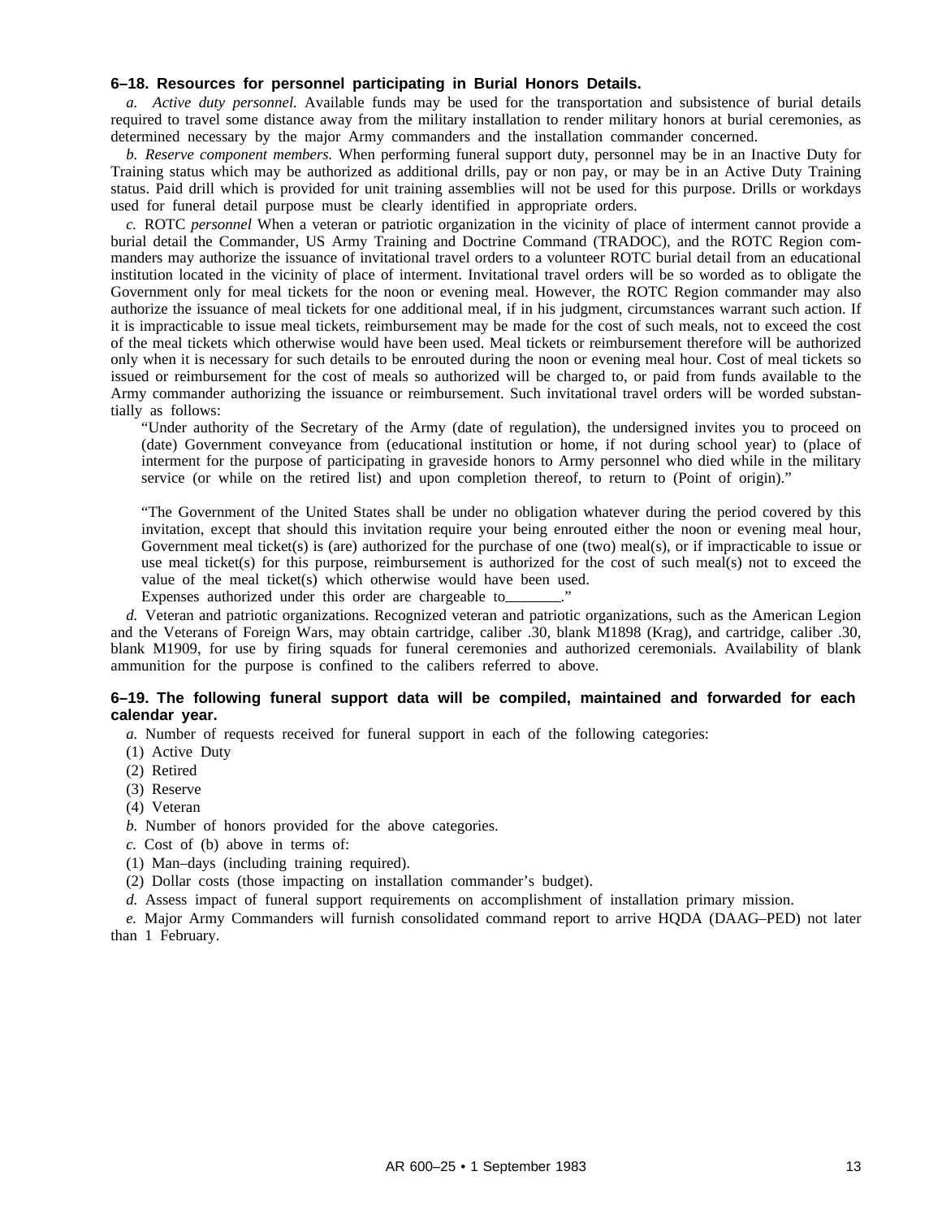**6–18. Resources for personnel participating in Burial Honors Details.**

*a. Active duty personnel.* Available funds may be used for the transportation and subsistence of burial details required to travel some distance away from the military installation to render military honors at burial ceremonies, as determined necessary by the major Army commanders and the installation commander concerned.

*b. Reserve component members.* When performing funeral support duty, personnel may be in an Inactive Duty for Training status which may be authorized as additional drills, pay or non pay, or may be in an Active Duty Training status. Paid drill which is provided for unit training assemblies will not be used for this purpose. Drills or workdays used for funeral detail purpose must be clearly identified in appropriate orders.

*c.* ROTC *personnel* When a veteran or patriotic organization in the vicinity of place of interment cannot provide a burial detail the Commander, US Army Training and Doctrine Command (TRADOC), and the ROTC Region commanders may authorize the issuance of invitational travel orders to a volunteer ROTC burial detail from an educational institution located in the vicinity of place of interment. Invitational travel orders will be so worded as to obligate the Government only for meal tickets for the noon or evening meal. However, the ROTC Region commander may also authorize the issuance of meal tickets for one additional meal, if in his judgment, circumstances warrant such action. If it is impracticable to issue meal tickets, reimbursement may be made for the cost of such meals, not to exceed the cost of the meal tickets which otherwise would have been used. Meal tickets or reimbursement therefore will be authorized only when it is necessary for such details to be enrouted during the noon or evening meal hour. Cost of meal tickets so issued or reimbursement for the cost of meals so authorized will be charged to, or paid from funds available to the Army commander authorizing the issuance or reimbursement. Such invitational travel orders will be worded substantially as follows:

> "Under authority of the Secretary of the Army (date of regulation), the undersigned invites you to proceed on (date) Government conveyance from (educational institution or home, if not during school year) to (place of interment for the purpose of participating in graveside honors to Army personnel who died while in the military service (or while on the retired list) and upon completion thereof, to return to (Point of origin)."
>
> "The Government of the United States shall be under no obligation whatever during the period covered by this invitation, except that should this invitation require your being enrouted either the noon or evening meal hour, Government meal ticket(s) is (are) authorized for the purchase of one (two) meal(s), or if impracticable to issue or use meal ticket(s) for this purpose, reimbursement is authorized for the cost of such meal(s) not to exceed the value of the meal ticket(s) which otherwise would have been used.
>
> Expenses authorized under this order are chargeable to\_\_\_\_\_\_\_."

*d.* Veteran and patriotic organizations. Recognized veteran and patriotic organizations, such as the American Legion and the Veterans of Foreign Wars, may obtain cartridge, caliber .30, blank M1898 (Krag), and cartridge, caliber .30, blank M1909, for use by firing squads for funeral ceremonies and authorized ceremonials. Availability of blank ammunition for the purpose is confined to the calibers referred to above.

**6–19. The following funeral support data will be compiled, maintained and forwarded for each calendar year.**

*a.* Number of requests received for funeral support in each of the following categories:

(1) Active Duty

(2) Retired

(3) Reserve

(4) Veteran

*b.* Number of honors provided for the above categories.

*c.* Cost of (b) above in terms of:

(1) Man–days (including training required).

(2) Dollar costs (those impacting on installation commander's budget).

*d.* Assess impact of funeral support requirements on accomplishment of installation primary mission.

*e.* Major Army Commanders will furnish consolidated command report to arrive HQDA (DAAG–PED) not later than 1 February.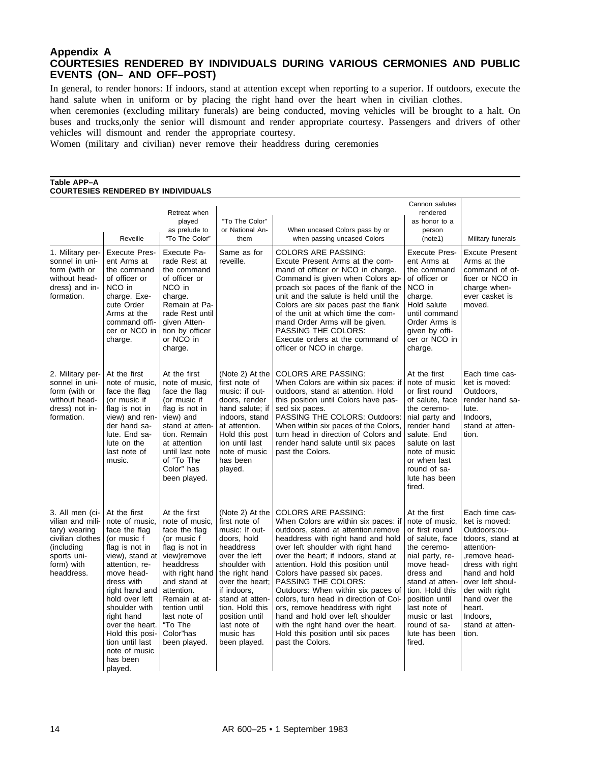## Appendix A
## COURTESIES RENDERED BY INDIVIDUALS DURING VARIOUS CERMONIES AND PUBLIC EVENTS (ON– AND OFF–POST)

In general, to render honors: If indoors, stand at attention except when reporting to a superior. If outdoors, execute the hand salute when in uniform or by placing the right hand over the heart when in civilian clothes.

when ceremonies (excluding military funerals) are being conducted, moving vehicles will be brought to a halt. On buses and trucks,only the senior will dismount and render appropriate courtesy. Passengers and drivers of other vehicles will dismount and render the appropriate courtesy.

Women (military and civilian) never remove their headdress during ceremonies

**Table APP–A**
**COURTESIES RENDERED BY INDIVIDUALS**

| | Reveille | Retreat when played as prelude to "To The Color" | "To The Color" or National Anthem | When uncased Colors pass by or when passing uncased Colors | Cannon salutes rendered as honor to a person (note1) | Military funerals |
|---|---|---|---|---|---|---|
| 1. Military personnel in uniform (with or without headdress) and information. | Execute Present Arms at the command of officer or NCO in charge. Execute Order Arms at the command officer or NCO in charge. | Execute Parade Rest at the command of officer or NCO in charge. Remain at Parade Rest until given Attention by officer or NCO in charge. | Same as for reveille. | COLORS ARE PASSING: Excute Present Arms at the command of officer or NCO in charge. Command is given when Colors approach six paces of the flank of the unit and the salute is held until the Colors are six paces past the flank of the unit at which time the command Order Arms will be given. PASSING THE COLORS: Execute orders at the command of officer or NCO in charge. | Execute Present Arms at the command of officer or NCO in charge. Hold salute until command Order Arms is given by officer or NCO in charge. | Excute Present Arms at the command of officer or NCO in charge whenever casket is moved. |
| 2. Military personnel in uniform (with or without headdress) not information. | At the first note of music, face the flag (or music if flag is not in view) and render hand salute. End salute on the last note of music. | At the first note of music, face the flag (or music if flag is not in view) and stand at attention. Remain at attention until last note of "To The Color" has been played. | (Note 2) At the first note of music: if outdoors, render hand salute; if indoors, stand at attention. Hold this post ion until last note of music has been played. | COLORS ARE PASSING: When Colors are within six paces: if outdoors, stand at attention. Hold this position until Colors have passed six paces. PASSING THE COLORS: Outdoors: When within six paces of the Colors, turn head in direction of Colors and render hand salute until six paces past the Colors. | At the first note of music or first round of salute, face the ceremonial party and render hand salute. End salute on last note of music or when last round of salute has been fired. | Each time casket is moved: Outdoors, render hand salute. Indoors, stand at attention. |
| 3. All men (civilian and military) wearing civilian clothes (including sports uniform) with headdress. | At the first note of music, face the flag (or music f flag is not in view), stand at attention, remove headdress with right hand and hold over left shoulder with right hand over the heart. Hold this position until last note of music has been played. | At the first note of music, face the flag (or music f flag is not in view)remove headdress with right hand and stand at attention. Remain at attention until last note of "To The Color"has been played. | (Note 2) At the first note of music: If outdoors, hold headdress over the left shoulder with the right hand over the heart; if indoors, stand at attention. Hold this position until last note of music has been played. | COLORS ARE PASSING: When Colors are within six paces: if outdoors, stand at attention,remove headdress with right hand and hold over left shoulder with right hand over the heart; if indoors, stand at attention. Hold this position until Colors have passed six paces. PASSING THE COLORS: Outdoors: When within six paces of the colors, turn head in direction of Colors, remove headdress with right hand and hold over left shoulder with the right hand over the heart. Hold this position until six paces past the Colors. | At the first note of music, or first round of salute, face the ceremonial party, remove headdress and stand at attention. Hold this position until last note of music or last round of salute has been fired. | Each time casket is moved: Outdoors:outdoors, stand at attention- ,remove headdress with right hand and hold over left shoulder with right hand over the heart. Indoors, stand at attention. |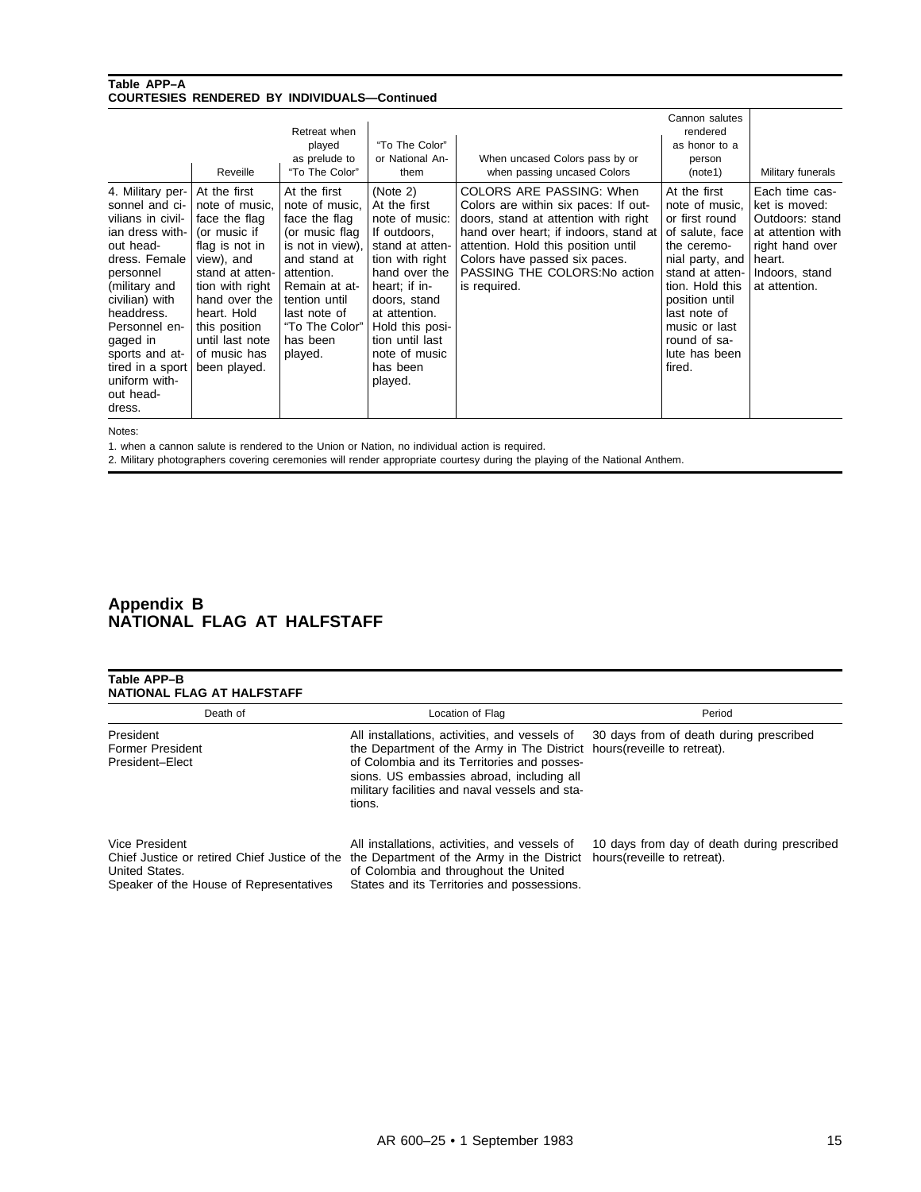**Table APP–A**
**COURTESIES RENDERED BY INDIVIDUALS—Continued**

| | Reveille | Retreat when played as prelude to "To The Color" | "To The Color" or National Anthem | When uncased Colors pass by or when passing uncased Colors | Cannon salutes rendered as honor to a person (note1) | Military funerals |
|---|---|---|---|---|---|---|
| 4. Military personnel and civilians in civilian dress without headdress. Female personnel (military and civilian) with headdress. Personnel engaged in sports and attired in a sport uniform without headdress. | At the first note of music, face the flag (or music if flag is not in view), and stand at attention with right hand over the heart. Hold this position until last note of music has been played. | At the first note of music, face the flag (or music flag is not in view), and stand at attention. Remain at attention until last note of "To The Color" has been played. | (Note 2) At the first note of music: If outdoors, stand at attention with right hand over the heart; if indoors, stand at attention. Hold this position until last note of music has been played. | COLORS ARE PASSING: When Colors are within six paces: If outdoors, stand at attention with right hand over heart; if indoors, stand at attention. Hold this position until Colors have passed six paces. PASSING THE COLORS:No action is required. | At the first note of music, or first round of salute, face the ceremonial party, and stand at attention. Hold this position until last note of music or last round of salute has been fired. | Each time casket is moved: Outdoors: stand at attention with right hand over heart. Indoors, stand at attention. |

Notes:

1. when a cannon salute is rendered to the Union or Nation, no individual action is required.

2. Military photographers covering ceremonies will render appropriate courtesy during the playing of the National Anthem.

# Appendix B
# NATIONAL FLAG AT HALFSTAFF

**Table APP–B**
**NATIONAL FLAG AT HALFSTAFF**

| Death of | Location of Flag | Period |
|---|---|---|
| President<br>Former President<br>President–Elect | All installations, activities, and vessels of the Department of the Army in The District of Colombia and its Territories and possessions. US embassies abroad, including all military facilities and naval vessels and stations. | 30 days from of death during prescribed hours(reveille to retreat). |
| Vice President<br>Chief Justice or retired Chief Justice of the United States.<br>Speaker of the House of Representatives | All installations, activities, and vessels of the Department of the Army in the District of Colombia and throughout the United States and its Territories and possessions. | 10 days from day of death during prescribed hours(reveille to retreat). |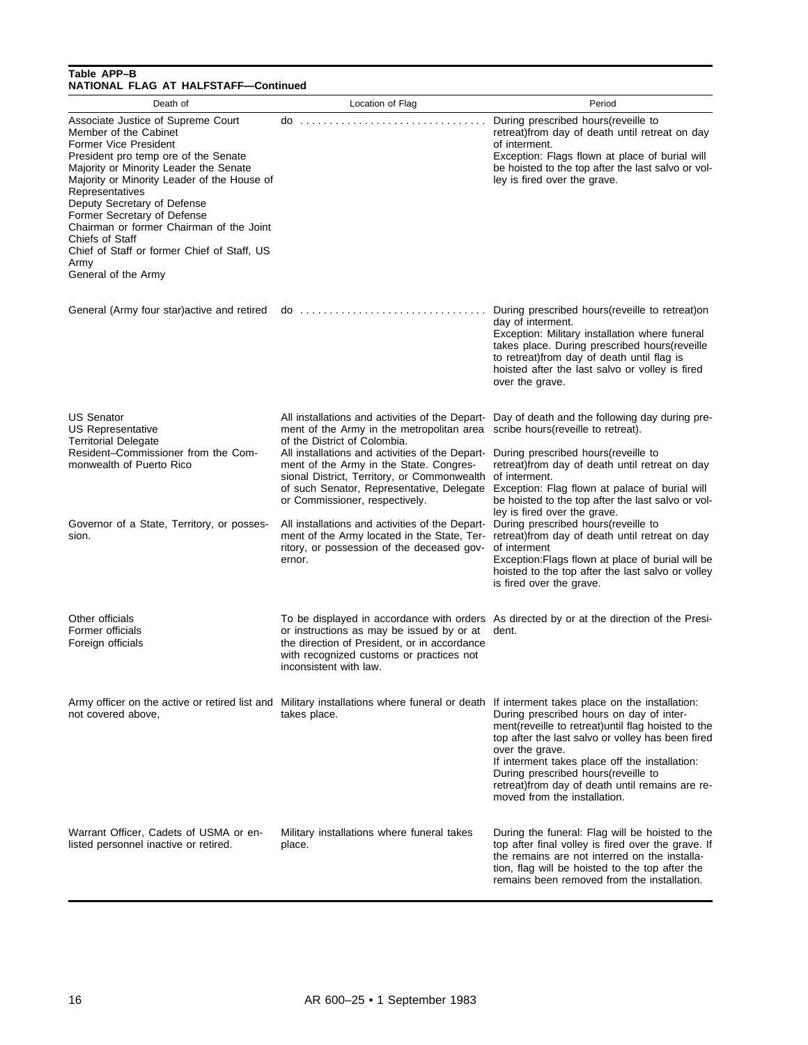**Table APP–B**
**NATIONAL FLAG AT HALFSTAFF—Continued**

| Death of | Location of Flag | Period |
| --- | --- | --- |
| Associate Justice of Supreme Court<br>Member of the Cabinet<br>Former Vice President<br>President pro temp ore of the Senate<br>Majority or Minority Leader the Senate<br>Majority or Minority Leader of the House of Representatives<br>Deputy Secretary of Defense<br>Former Secretary of Defense<br>Chairman or former Chairman of the Joint Chiefs of Staff<br>Chief of Staff or former Chief of Staff, US Army<br>General of the Army | do ................................ | During prescribed hours(reveille to retreat)from day of death until retreat on day of interment.<br>Exception: Flags flown at place of burial will be hoisted to the top after the last salvo or volley is fired over the grave. |
| General (Army four star)active and retired | do ................................ | During prescribed hours(reveille to retreat)on day of interment.<br>Exception: Military installation where funeral takes place. During prescribed hours(reveille to retreat)from day of death until flag is hoisted after the last salvo or volley is fired over the grave. |
| US Senator<br>US Representative<br>Territorial Delegate<br>Resident–Commissioner from the Commonwealth of Puerto Rico | All installations and activities of the Department of the Army in the metropolitan area of the District of Columbia.<br>All installations and activities of the Department of the Army in the State. Congressional District, Territory, or Commonwealth of such Senator, Representative, Delegate or Commissioner, respectively. | Day of death and the following day during prescribe hours(reveille to retreat).<br>During prescribed hours(reveille to retreat)from day of death until retreat on day of interment.<br>Exception: Flag flown at palace of burial will be hoisted to the top after the last salvo or volley is fired over the grave. |
| Governor of a State, Territory, or possession. | All installations and activities of the Department of the Army located in the State, Territory, or possession of the deceased governor. | During prescribed hours(reveille to retreat)from day of death until retreat on day of interment<br>Exception:Flags flown at place of burial will be hoisted to the top after the last salvo or volley is fired over the grave. |
| Other officials<br>Former officials<br>Foreign officials | To be displayed in accordance with orders or instructions as may be issued by or at the direction of President, or in accordance with recognized customs or practices not inconsistent with law. | As directed by or at the direction of the President. |
| Army officer on the active or retired list and not covered above, | Military installations where funeral or death takes place. | If interment takes place on the installation: During prescribed hours on day of interment(reveille to retreat)until flag hoisted to the top after the last salvo or volley has been fired over the grave.<br>If interment takes place off the installation: During prescribed hours(reveille to retreat)from day of death until remains are removed from the installation. |
| Warrant Officer, Cadets of USMA or enlisted personnel inactive or retired. | Military installations where funeral takes place. | During the funeral: Flag will be hoisted to the top after final volley is fired over the grave. If the remains are not interred on the installation, flag will be hoisted to the top after the remains been removed from the installation. |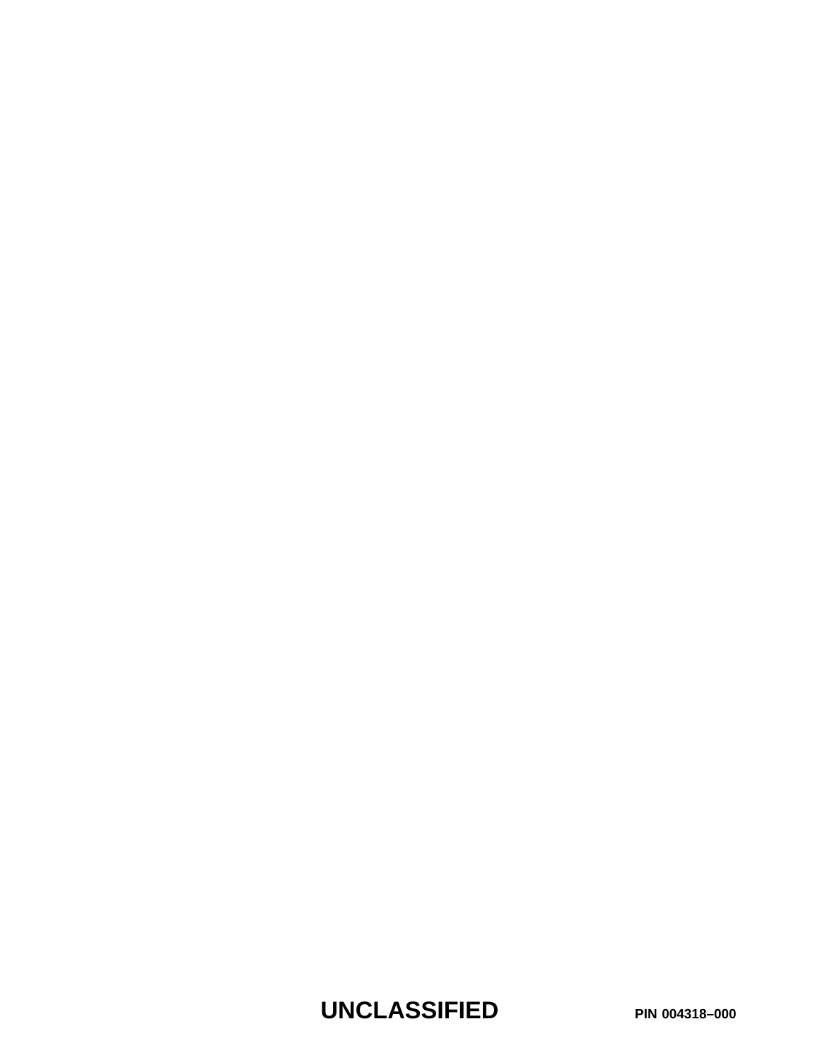UNCLASSIFIED

PIN 004318–000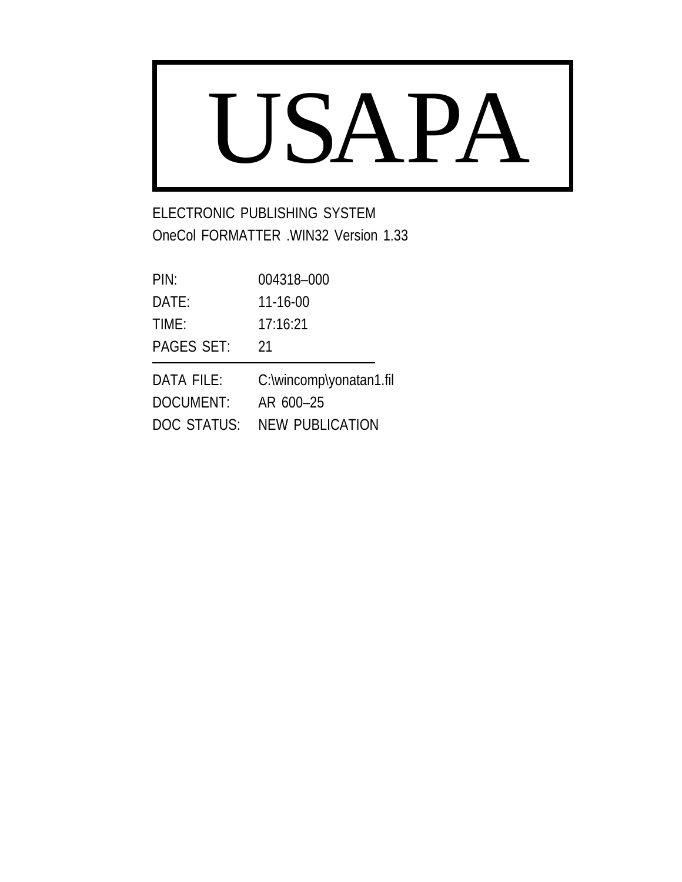# USAPA

ELECTRONIC PUBLISHING SYSTEM
OneCol FORMATTER .WIN32 Version 1.33

| | |
|---|---|
| PIN: | 004318–000 |
| DATE: | 11-16-00 |
| TIME: | 17:16:21 |
| PAGES SET: | 21 |
| DATA FILE: | C:\wincomp\yonatan1.fil |
| DOCUMENT: | AR 600–25 |
| DOC STATUS: | NEW PUBLICATION |